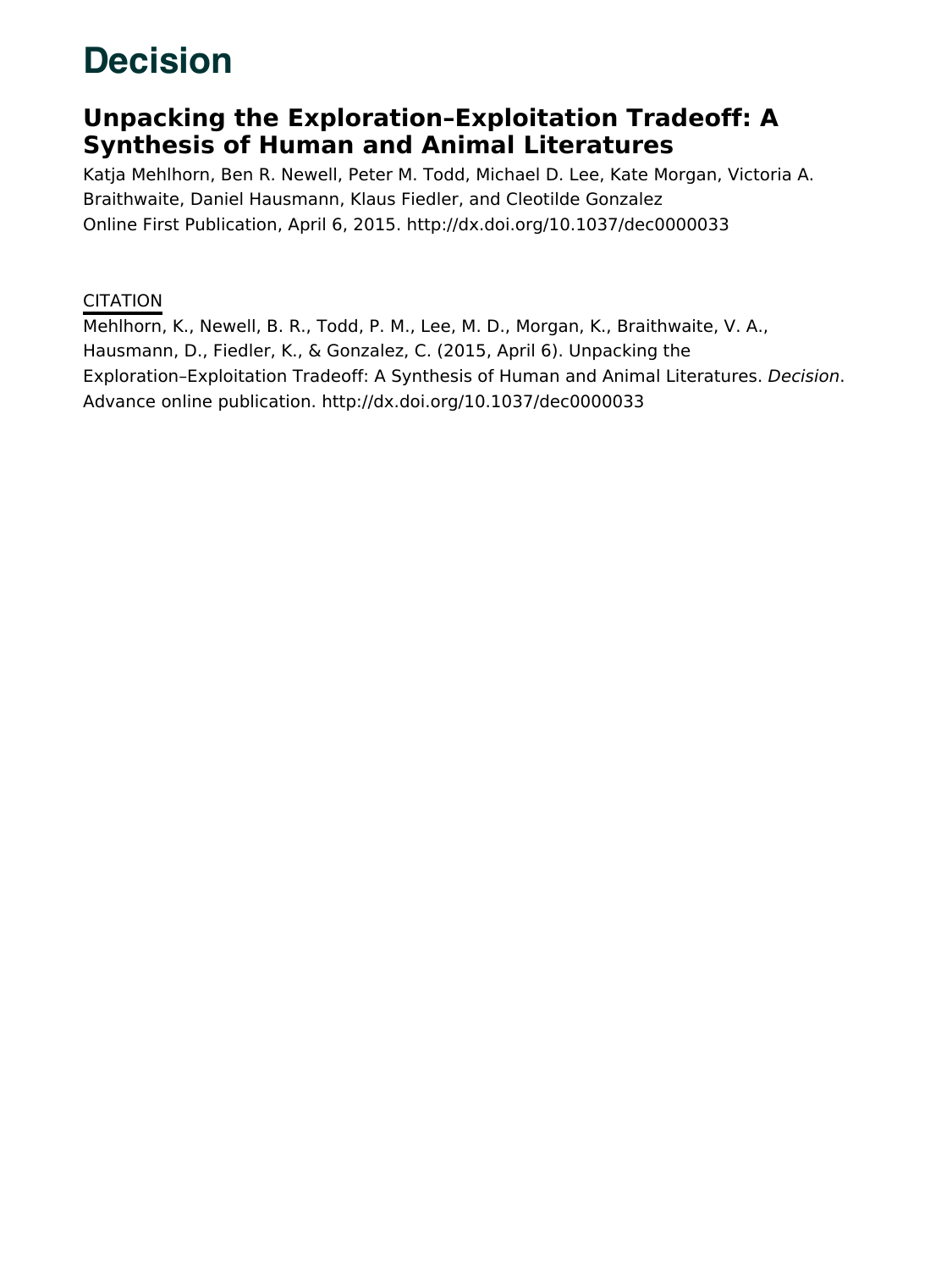# Decision

## Unpacking the Exploration–Exploitation Tradeoff: A Synthesis of Human and Animal Literatures

Katja Mehlhorn, Ben R. Newell, Peter M. Todd, Michael D. Lee, Kate Morgan, Victoria A. Braithwaite, Daniel Hausmann, Klaus Fiedler, and Cleotilde Gonzalez

Online First Publication, April 6, 2015. http://dx.doi.org/10.1037/dec0000033

CITATION

Mehlhorn, K., Newell, B. R., Todd, P. M., Lee, M. D., Morgan, K., Braithwaite, V. A., Hausmann, D., Fiedler, K., & Gonzalez, C. (2015, April 6). Unpacking the Exploration–Exploitation Tradeoff: A Synthesis of Human and Animal Literatures. *Decision*. Advance online publication. http://dx.doi.org/10.1037/dec0000033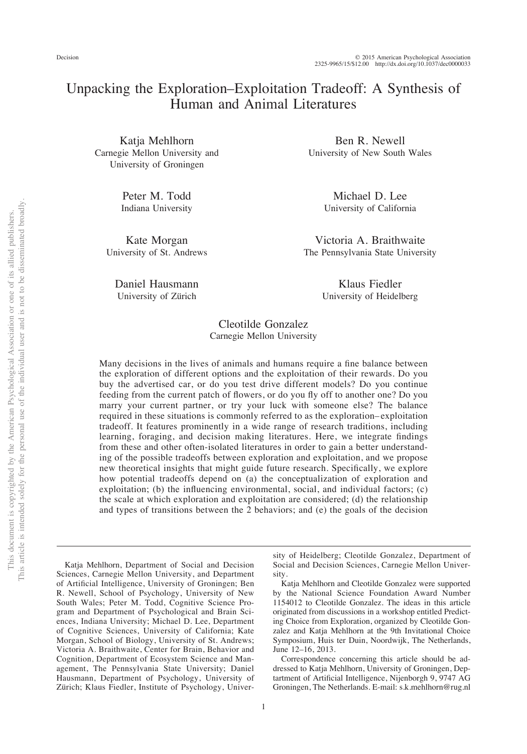# Unpacking the Exploration–Exploitation Tradeoff: A Synthesis of Human and Animal Literatures

Katja Mehlhorn
Carnegie Mellon University and University of Groningen

Ben R. Newell
University of New South Wales

Peter M. Todd
Indiana University

Michael D. Lee
University of California

Kate Morgan
University of St. Andrews

Victoria A. Braithwaite
The Pennsylvania State University

Daniel Hausmann
University of Zürich

Klaus Fiedler
University of Heidelberg

Cleotilde Gonzalez
Carnegie Mellon University

Many decisions in the lives of animals and humans require a fine balance between the exploration of different options and the exploitation of their rewards. Do you buy the advertised car, or do you test drive different models? Do you continue feeding from the current patch of flowers, or do you fly off to another one? Do you marry your current partner, or try your luck with someone else? The balance required in these situations is commonly referred to as the exploration–exploitation tradeoff. It features prominently in a wide range of research traditions, including learning, foraging, and decision making literatures. Here, we integrate findings from these and other often-isolated literatures in order to gain a better understanding of the possible tradeoffs between exploration and exploitation, and we propose new theoretical insights that might guide future research. Specifically, we explore how potential tradeoffs depend on (a) the conceptualization of exploration and exploitation; (b) the influencing environmental, social, and individual factors; (c) the scale at which exploration and exploitation are considered; (d) the relationship and types of transitions between the 2 behaviors; and (e) the goals of the decision

---

Katja Mehlhorn, Department of Social and Decision Sciences, Carnegie Mellon University, and Department of Artificial Intelligence, University of Groningen; Ben R. Newell, School of Psychology, University of New South Wales; Peter M. Todd, Cognitive Science Program and Department of Psychological and Brain Sciences, Indiana University; Michael D. Lee, Department of Cognitive Sciences, University of California; Kate Morgan, School of Biology, University of St. Andrews; Victoria A. Braithwaite, Center for Brain, Behavior and Cognition, Department of Ecosystem Science and Management, The Pennsylvania State University; Daniel Hausmann, Department of Psychology, University of Zürich; Klaus Fiedler, Institute of Psychology, University of Heidelberg; Cleotilde Gonzalez, Department of Social and Decision Sciences, Carnegie Mellon University.

Katja Mehlhorn and Cleotilde Gonzalez were supported by the National Science Foundation Award Number 1154012 to Cleotilde Gonzalez. The ideas in this article originated from discussions in a workshop entitled Predicting Choice from Exploration, organized by Cleotilde Gonzalez and Katja Mehlhorn at the 9th Invitational Choice Symposium, Huis ter Duin, Noordwijk, The Netherlands, June 12–16, 2013.

Correspondence concerning this article should be addressed to Katja Mehlhorn, University of Groningen, Department of Artificial Intelligence, Nijenborgh 9, 9747 AG Groningen, The Netherlands. E-mail: s.k.mehlhorn@rug.nl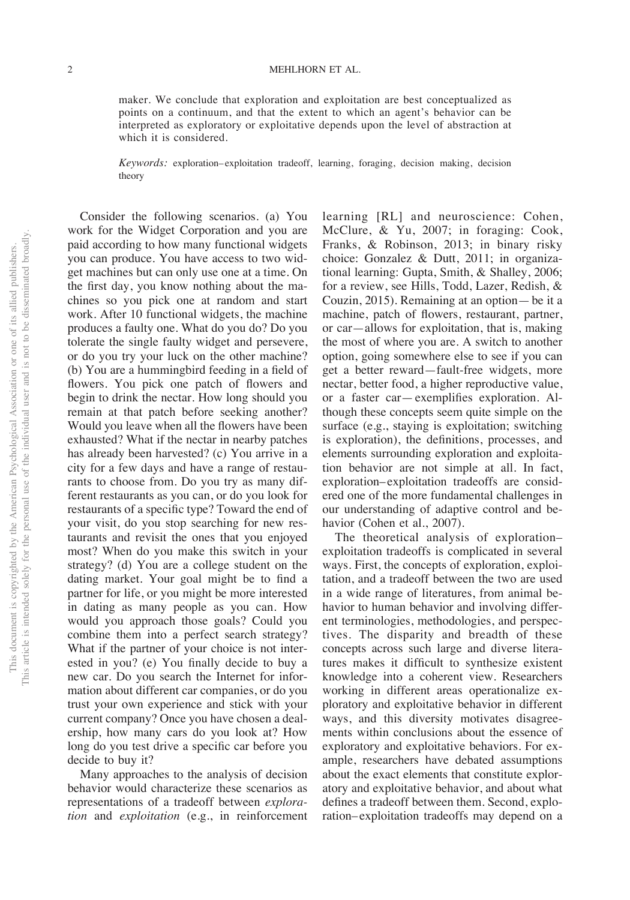maker. We conclude that exploration and exploitation are best conceptualized as points on a continuum, and that the extent to which an agent's behavior can be interpreted as exploratory or exploitative depends upon the level of abstraction at which it is considered.

*Keywords:* exploration–exploitation tradeoff, learning, foraging, decision making, decision theory

Consider the following scenarios. (a) You work for the Widget Corporation and you are paid according to how many functional widgets you can produce. You have access to two widget machines but can only use one at a time. On the first day, you know nothing about the machines so you pick one at random and start work. After 10 functional widgets, the machine produces a faulty one. What do you do? Do you tolerate the single faulty widget and persevere, or do you try your luck on the other machine? (b) You are a hummingbird feeding in a field of flowers. You pick one patch of flowers and begin to drink the nectar. How long should you remain at that patch before seeking another? Would you leave when all the flowers have been exhausted? What if the nectar in nearby patches has already been harvested? (c) You arrive in a city for a few days and have a range of restaurants to choose from. Do you try as many different restaurants as you can, or do you look for restaurants of a specific type? Toward the end of your visit, do you stop searching for new restaurants and revisit the ones that you enjoyed most? When do you make this switch in your strategy? (d) You are a college student on the dating market. Your goal might be to find a partner for life, or you might be more interested in dating as many people as you can. How would you approach those goals? Could you combine them into a perfect search strategy? What if the partner of your choice is not interested in you? (e) You finally decide to buy a new car. Do you search the Internet for information about different car companies, or do you trust your own experience and stick with your current company? Once you have chosen a dealership, how many cars do you look at? How long do you test drive a specific car before you decide to buy it?

Many approaches to the analysis of decision behavior would characterize these scenarios as representations of a tradeoff between *exploration* and *exploitation* (e.g., in reinforcement learning [RL] and neuroscience: Cohen, McClure, & Yu, 2007; in foraging: Cook, Franks, & Robinson, 2013; in binary risky choice: Gonzalez & Dutt, 2011; in organizational learning: Gupta, Smith, & Shalley, 2006; for a review, see Hills, Todd, Lazer, Redish, & Couzin, 2015). Remaining at an option—be it a machine, patch of flowers, restaurant, partner, or car—allows for exploitation, that is, making the most of where you are. A switch to another option, going somewhere else to see if you can get a better reward—fault-free widgets, more nectar, better food, a higher reproductive value, or a faster car—exemplifies exploration. Although these concepts seem quite simple on the surface (e.g., staying is exploitation; switching is exploration), the definitions, processes, and elements surrounding exploration and exploitation behavior are not simple at all. In fact, exploration–exploitation tradeoffs are considered one of the more fundamental challenges in our understanding of adaptive control and behavior (Cohen et al., 2007).

The theoretical analysis of exploration–exploitation tradeoffs is complicated in several ways. First, the concepts of exploration, exploitation, and a tradeoff between the two are used in a wide range of literatures, from animal behavior to human behavior and involving different terminologies, methodologies, and perspectives. The disparity and breadth of these concepts across such large and diverse literatures makes it difficult to synthesize existent knowledge into a coherent view. Researchers working in different areas operationalize exploratory and exploitative behavior in different ways, and this diversity motivates disagreements within conclusions about the essence of exploratory and exploitative behaviors. For example, researchers have debated assumptions about the exact elements that constitute exploratory and exploitative behavior, and about what defines a tradeoff between them. Second, exploration–exploitation tradeoffs may depend on a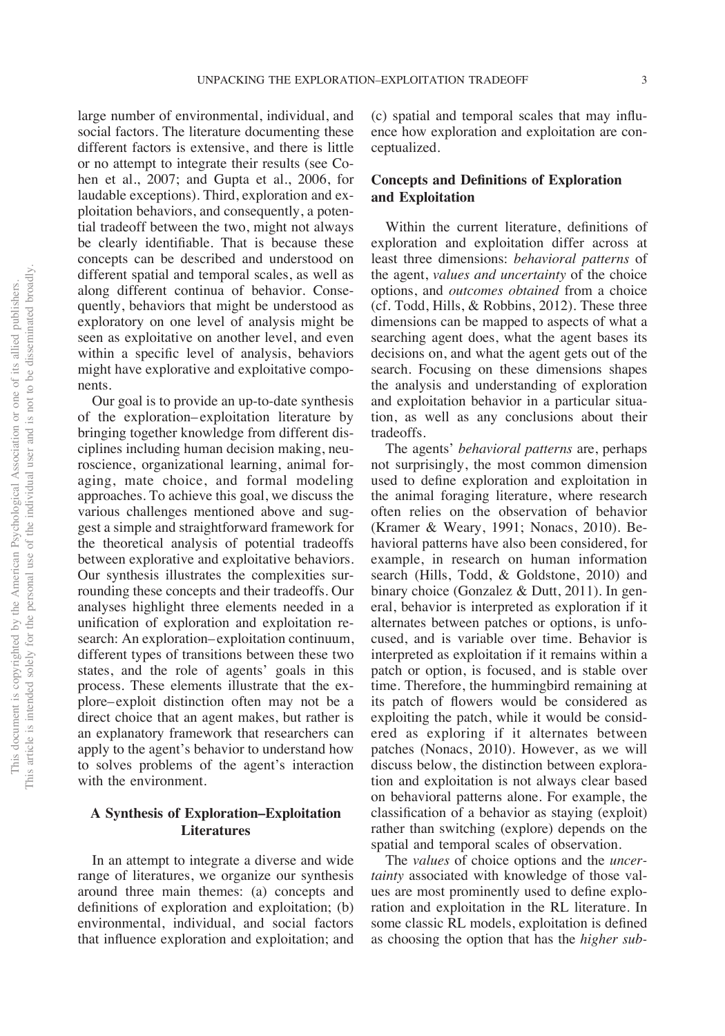large number of environmental, individual, and social factors. The literature documenting these different factors is extensive, and there is little or no attempt to integrate their results (see Cohen et al., 2007; and Gupta et al., 2006, for laudable exceptions). Third, exploration and exploitation behaviors, and consequently, a potential tradeoff between the two, might not always be clearly identifiable. That is because these concepts can be described and understood on different spatial and temporal scales, as well as along different continua of behavior. Consequently, behaviors that might be understood as exploratory on one level of analysis might be seen as exploitative on another level, and even within a specific level of analysis, behaviors might have explorative and exploitative components.

Our goal is to provide an up-to-date synthesis of the exploration–exploitation literature by bringing together knowledge from different disciplines including human decision making, neuroscience, organizational learning, animal foraging, mate choice, and formal modeling approaches. To achieve this goal, we discuss the various challenges mentioned above and suggest a simple and straightforward framework for the theoretical analysis of potential tradeoffs between explorative and exploitative behaviors. Our synthesis illustrates the complexities surrounding these concepts and their tradeoffs. Our analyses highlight three elements needed in a unification of exploration and exploitation research: An exploration–exploitation continuum, different types of transitions between these two states, and the role of agents' goals in this process. These elements illustrate that the explore–exploit distinction often may not be a direct choice that an agent makes, but rather is an explanatory framework that researchers can apply to the agent's behavior to understand how to solves problems of the agent's interaction with the environment.

## A Synthesis of Exploration–Exploitation Literatures

In an attempt to integrate a diverse and wide range of literatures, we organize our synthesis around three main themes: (a) concepts and definitions of exploration and exploitation; (b) environmental, individual, and social factors that influence exploration and exploitation; and (c) spatial and temporal scales that may influence how exploration and exploitation are conceptualized.

### Concepts and Definitions of Exploration and Exploitation

Within the current literature, definitions of exploration and exploitation differ across at least three dimensions: *behavioral patterns* of the agent, *values and uncertainty* of the choice options, and *outcomes obtained* from a choice (cf. Todd, Hills, & Robbins, 2012). These three dimensions can be mapped to aspects of what a searching agent does, what the agent bases its decisions on, and what the agent gets out of the search. Focusing on these dimensions shapes the analysis and understanding of exploration and exploitation behavior in a particular situation, as well as any conclusions about their tradeoffs.

The agents' *behavioral patterns* are, perhaps not surprisingly, the most common dimension used to define exploration and exploitation in the animal foraging literature, where research often relies on the observation of behavior (Kramer & Weary, 1991; Nonacs, 2010). Behavioral patterns have also been considered, for example, in research on human information search (Hills, Todd, & Goldstone, 2010) and binary choice (Gonzalez & Dutt, 2011). In general, behavior is interpreted as exploration if it alternates between patches or options, is unfocused, and is variable over time. Behavior is interpreted as exploitation if it remains within a patch or option, is focused, and is stable over time. Therefore, the hummingbird remaining at its patch of flowers would be considered as exploiting the patch, while it would be considered as exploring if it alternates between patches (Nonacs, 2010). However, as we will discuss below, the distinction between exploration and exploitation is not always clear based on behavioral patterns alone. For example, the classification of a behavior as staying (exploit) rather than switching (explore) depends on the spatial and temporal scales of observation.

The *values* of choice options and the *uncertainty* associated with knowledge of those values are most prominently used to define exploration and exploitation in the RL literature. In some classic RL models, exploitation is defined as choosing the option that has the *higher sub-*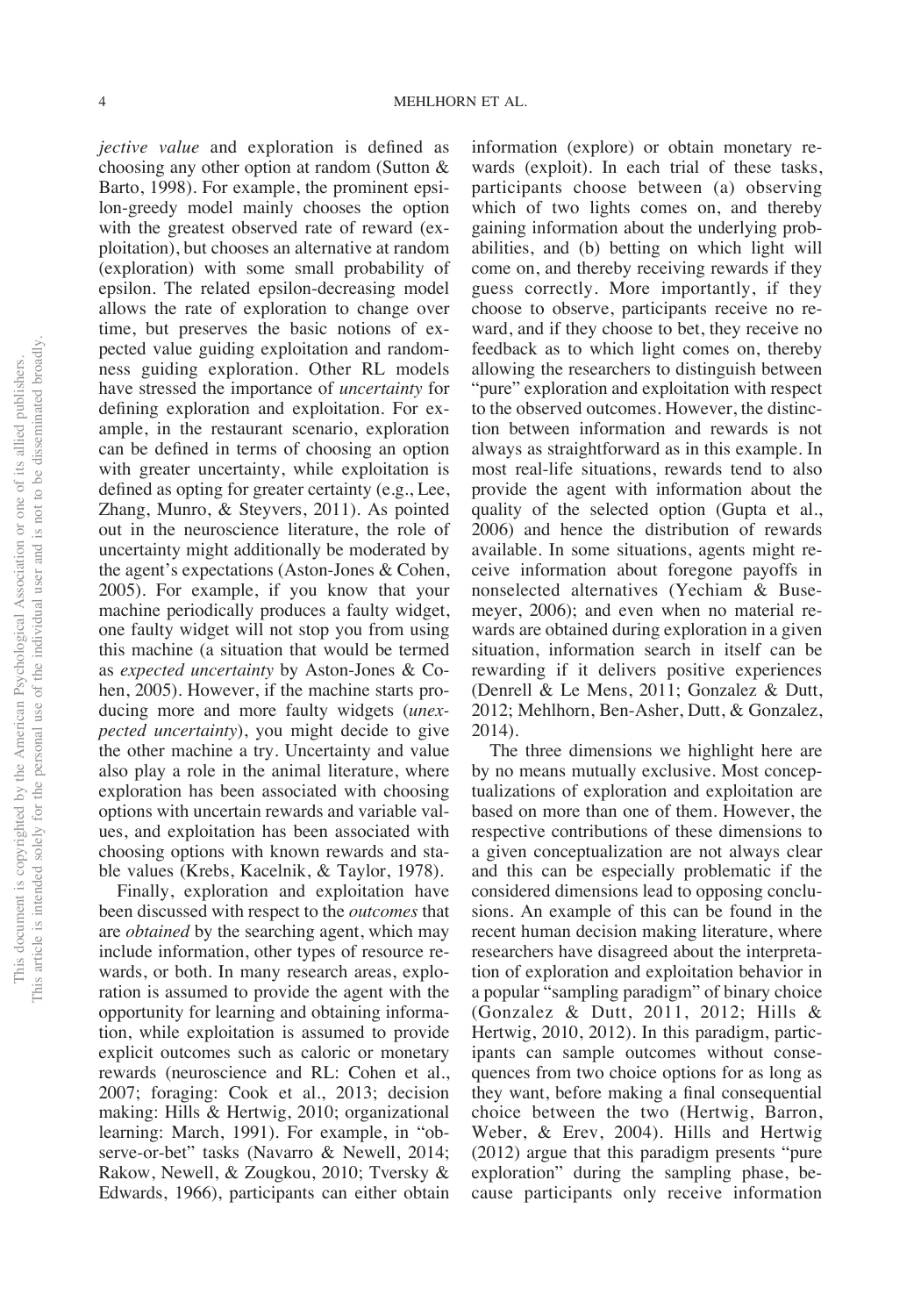*jective value* and exploration is defined as choosing any other option at random (Sutton & Barto, 1998). For example, the prominent epsilon-greedy model mainly chooses the option with the greatest observed rate of reward (exploitation), but chooses an alternative at random (exploration) with some small probability of epsilon. The related epsilon-decreasing model allows the rate of exploration to change over time, but preserves the basic notions of expected value guiding exploitation and randomness guiding exploration. Other RL models have stressed the importance of *uncertainty* for defining exploration and exploitation. For example, in the restaurant scenario, exploration can be defined in terms of choosing an option with greater uncertainty, while exploitation is defined as opting for greater certainty (e.g., Lee, Zhang, Munro, & Steyvers, 2011). As pointed out in the neuroscience literature, the role of uncertainty might additionally be moderated by the agent's expectations (Aston-Jones & Cohen, 2005). For example, if you know that your machine periodically produces a faulty widget, one faulty widget will not stop you from using this machine (a situation that would be termed as *expected uncertainty* by Aston-Jones & Cohen, 2005). However, if the machine starts producing more and more faulty widgets (*unexpected uncertainty*), you might decide to give the other machine a try. Uncertainty and value also play a role in the animal literature, where exploration has been associated with choosing options with uncertain rewards and variable values, and exploitation has been associated with choosing options with known rewards and stable values (Krebs, Kacelnik, & Taylor, 1978).

Finally, exploration and exploitation have been discussed with respect to the *outcomes* that are *obtained* by the searching agent, which may include information, other types of resource rewards, or both. In many research areas, exploration is assumed to provide the agent with the opportunity for learning and obtaining information, while exploitation is assumed to provide explicit outcomes such as caloric or monetary rewards (neuroscience and RL: Cohen et al., 2007; foraging: Cook et al., 2013; decision making: Hills & Hertwig, 2010; organizational learning: March, 1991). For example, in "observe-or-bet" tasks (Navarro & Newell, 2014; Rakow, Newell, & Zougkou, 2010; Tversky & Edwards, 1966), participants can either obtain information (explore) or obtain monetary rewards (exploit). In each trial of these tasks, participants choose between (a) observing which of two lights comes on, and thereby gaining information about the underlying probabilities, and (b) betting on which light will come on, and thereby receiving rewards if they guess correctly. More importantly, if they choose to observe, participants receive no reward, and if they choose to bet, they receive no feedback as to which light comes on, thereby allowing the researchers to distinguish between "pure" exploration and exploitation with respect to the observed outcomes. However, the distinction between information and rewards is not always as straightforward as in this example. In most real-life situations, rewards tend to also provide the agent with information about the quality of the selected option (Gupta et al., 2006) and hence the distribution of rewards available. In some situations, agents might receive information about foregone payoffs in nonselected alternatives (Yechiam & Busemeyer, 2006); and even when no material rewards are obtained during exploration in a given situation, information search in itself can be rewarding if it delivers positive experiences (Denrell & Le Mens, 2011; Gonzalez & Dutt, 2012; Mehlhorn, Ben-Asher, Dutt, & Gonzalez, 2014).

The three dimensions we highlight here are by no means mutually exclusive. Most conceptualizations of exploration and exploitation are based on more than one of them. However, the respective contributions of these dimensions to a given conceptualization are not always clear and this can be especially problematic if the considered dimensions lead to opposing conclusions. An example of this can be found in the recent human decision making literature, where researchers have disagreed about the interpretation of exploration and exploitation behavior in a popular "sampling paradigm" of binary choice (Gonzalez & Dutt, 2011, 2012; Hills & Hertwig, 2010, 2012). In this paradigm, participants can sample outcomes without consequences from two choice options for as long as they want, before making a final consequential choice between the two (Hertwig, Barron, Weber, & Erev, 2004). Hills and Hertwig (2012) argue that this paradigm presents "pure exploration" during the sampling phase, because participants only receive information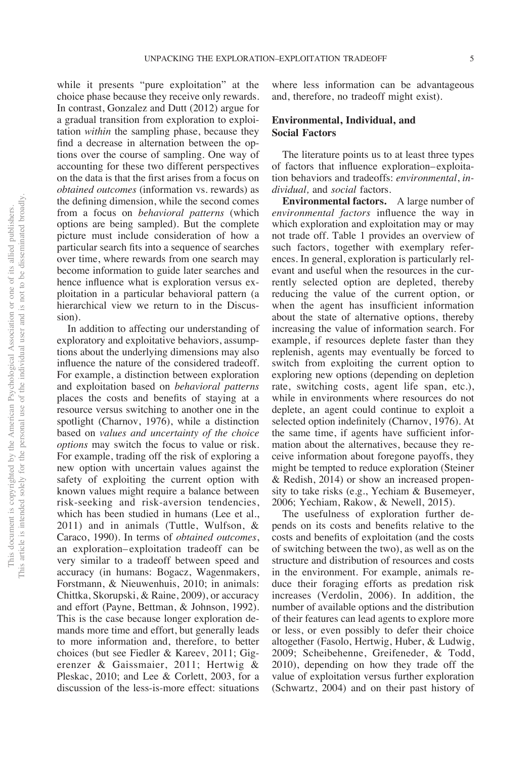while it presents "pure exploitation" at the choice phase because they receive only rewards. In contrast, Gonzalez and Dutt (2012) argue for a gradual transition from exploration to exploitation *within* the sampling phase, because they find a decrease in alternation between the options over the course of sampling. One way of accounting for these two different perspectives on the data is that the first arises from a focus on *obtained outcomes* (information vs. rewards) as the defining dimension, while the second comes from a focus on *behavioral patterns* (which options are being sampled). But the complete picture must include consideration of how a particular search fits into a sequence of searches over time, where rewards from one search may become information to guide later searches and hence influence what is exploration versus exploitation in a particular behavioral pattern (a hierarchical view we return to in the Discussion).

In addition to affecting our understanding of exploratory and exploitative behaviors, assumptions about the underlying dimensions may also influence the nature of the considered tradeoff. For example, a distinction between exploration and exploitation based on *behavioral patterns* places the costs and benefits of staying at a resource versus switching to another one in the spotlight (Charnov, 1976), while a distinction based on *values and uncertainty of the choice options* may switch the focus to value or risk. For example, trading off the risk of exploring a new option with uncertain values against the safety of exploiting the current option with known values might require a balance between risk-seeking and risk-aversion tendencies, which has been studied in humans (Lee et al., 2011) and in animals (Tuttle, Wulfson, & Caraco, 1990). In terms of *obtained outcomes*, an exploration–exploitation tradeoff can be very similar to a tradeoff between speed and accuracy (in humans: Bogacz, Wagenmakers, Forstmann, & Nieuwenhuis, 2010; in animals: Chittka, Skorupski, & Raine, 2009), or accuracy and effort (Payne, Bettman, & Johnson, 1992). This is the case because longer exploration demands more time and effort, but generally leads to more information and, therefore, to better choices (but see Fiedler & Kareev, 2011; Gigerenzer & Gaissmaier, 2011; Hertwig & Pleskac, 2010; and Lee & Corlett, 2003, for a discussion of the less-is-more effect: situations where less information can be advantageous and, therefore, no tradeoff might exist).

## Environmental, Individual, and Social Factors

The literature points us to at least three types of factors that influence exploration–exploitation behaviors and tradeoffs: *environmental*, *individual,* and *social* factors.

**Environmental factors.** A large number of *environmental factors* influence the way in which exploration and exploitation may or may not trade off. Table 1 provides an overview of such factors, together with exemplary references. In general, exploration is particularly relevant and useful when the resources in the currently selected option are depleted, thereby reducing the value of the current option, or when the agent has insufficient information about the state of alternative options, thereby increasing the value of information search. For example, if resources deplete faster than they replenish, agents may eventually be forced to switch from exploiting the current option to exploring new options (depending on depletion rate, switching costs, agent life span, etc.), while in environments where resources do not deplete, an agent could continue to exploit a selected option indefinitely (Charnov, 1976). At the same time, if agents have sufficient information about the alternatives, because they receive information about foregone payoffs, they might be tempted to reduce exploration (Steiner & Redish, 2014) or show an increased propensity to take risks (e.g., Yechiam & Busemeyer, 2006; Yechiam, Rakow, & Newell, 2015).

The usefulness of exploration further depends on its costs and benefits relative to the costs and benefits of exploitation (and the costs of switching between the two), as well as on the structure and distribution of resources and costs in the environment. For example, animals reduce their foraging efforts as predation risk increases (Verdolin, 2006). In addition, the number of available options and the distribution of their features can lead agents to explore more or less, or even possibly to defer their choice altogether (Fasolo, Hertwig, Huber, & Ludwig, 2009; Scheibehenne, Greifeneder, & Todd, 2010), depending on how they trade off the value of exploitation versus further exploration (Schwartz, 2004) and on their past history of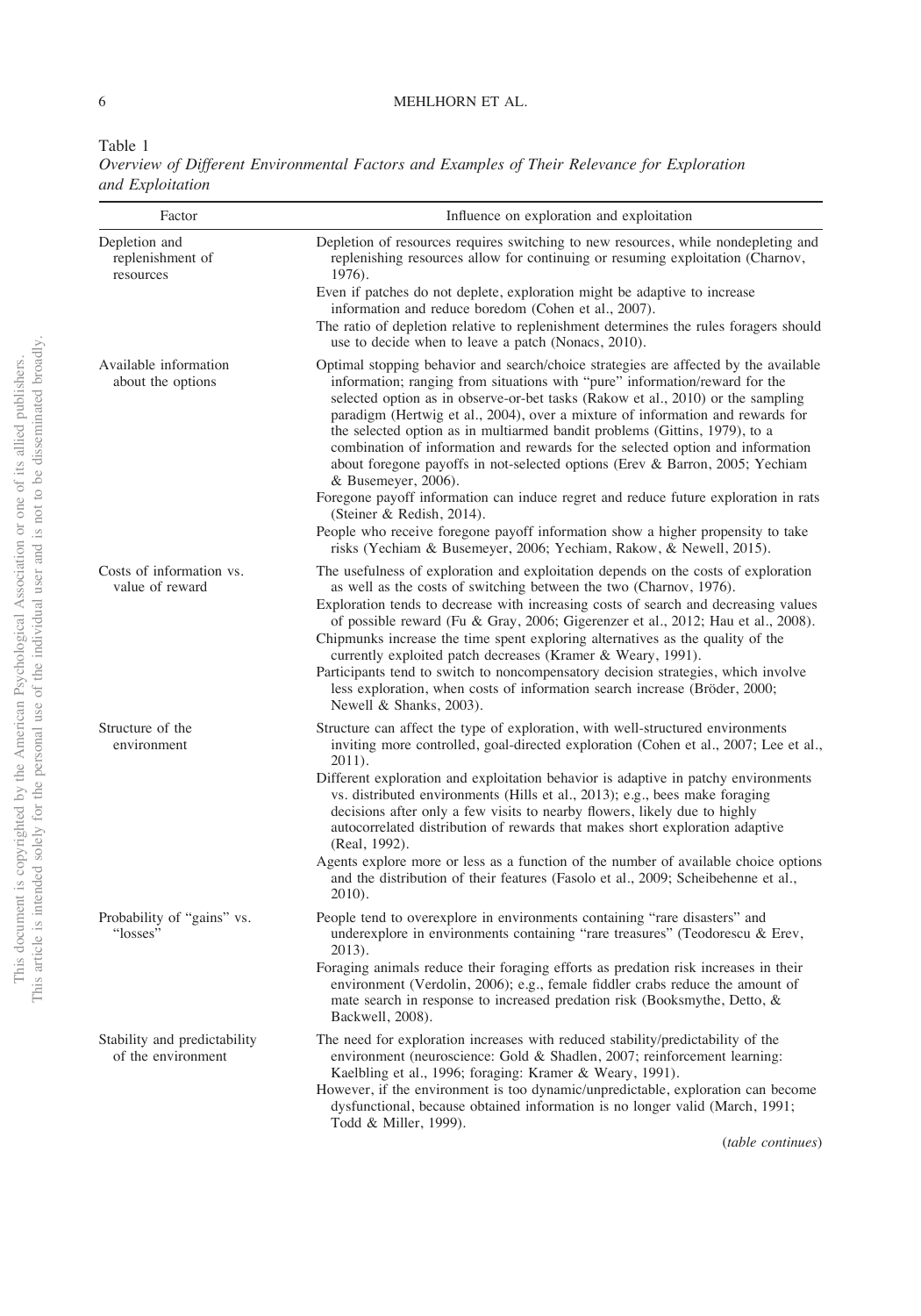Table 1
*Overview of Different Environmental Factors and Examples of Their Relevance for Exploration and Exploitation*

| Factor | Influence on exploration and exploitation |
|---|---|
| Depletion and replenishment of resources | Depletion of resources requires switching to new resources, while nondepleting and replenishing resources allow for continuing or resuming exploitation (Charnov, 1976). Even if patches do not deplete, exploration might be adaptive to increase information and reduce boredom (Cohen et al., 2007). The ratio of depletion relative to replenishment determines the rules foragers should use to decide when to leave a patch (Nonacs, 2010). |
| Available information about the options | Optimal stopping behavior and search/choice strategies are affected by the available information; ranging from situations with "pure" information/reward for the selected option as in observe-or-bet tasks (Rakow et al., 2010) or the sampling paradigm (Hertwig et al., 2004), over a mixture of information and rewards for the selected option as in multiarmed bandit problems (Gittins, 1979), to a combination of information and rewards for the selected option and information about foregone payoffs in not-selected options (Erev & Barron, 2005; Yechiam & Busemeyer, 2006). Foregone payoff information can induce regret and reduce future exploration in rats (Steiner & Redish, 2014). People who receive foregone payoff information show a higher propensity to take risks (Yechiam & Busemeyer, 2006; Yechiam, Rakow, & Newell, 2015). |
| Costs of information vs. value of reward | The usefulness of exploration and exploitation depends on the costs of exploration as well as the costs of switching between the two (Charnov, 1976). Exploration tends to decrease with increasing costs of search and decreasing values of possible reward (Fu & Gray, 2006; Gigerenzer et al., 2012; Hau et al., 2008). Chipmunks increase the time spent exploring alternatives as the quality of the currently exploited patch decreases (Kramer & Weary, 1991). Participants tend to switch to noncompensatory decision strategies, which involve less exploration, when costs of information search increase (Bröder, 2000; Newell & Shanks, 2003). |
| Structure of the environment | Structure can affect the type of exploration, with well-structured environments inviting more controlled, goal-directed exploration (Cohen et al., 2007; Lee et al., 2011). Different exploration and exploitation behavior is adaptive in patchy environments vs. distributed environments (Hills et al., 2013); e.g., bees make foraging decisions after only a few visits to nearby flowers, likely due to highly autocorrelated distribution of rewards that makes short exploration adaptive (Real, 1992). Agents explore more or less as a function of the number of available choice options and the distribution of their features (Fasolo et al., 2009; Scheibehenne et al., 2010). |
| Probability of "gains" vs. "losses" | People tend to overexplore in environments containing "rare disasters" and underexplore in environments containing "rare treasures" (Teodorescu & Erev, 2013). Foraging animals reduce their foraging efforts as predation risk increases in their environment (Verdolin, 2006); e.g., female fiddler crabs reduce the amount of mate search in response to increased predation risk (Booksmythe, Detto, & Backwell, 2008). |
| Stability and predictability of the environment | The need for exploration increases with reduced stability/predictability of the environment (neuroscience: Gold & Shadlen, 2007; reinforcement learning: Kaelbling et al., 1996; foraging: Kramer & Weary, 1991). However, if the environment is too dynamic/unpredictable, exploration can become dysfunctional, because obtained information is no longer valid (March, 1991; Todd & Miller, 1999). |

(*table continues*)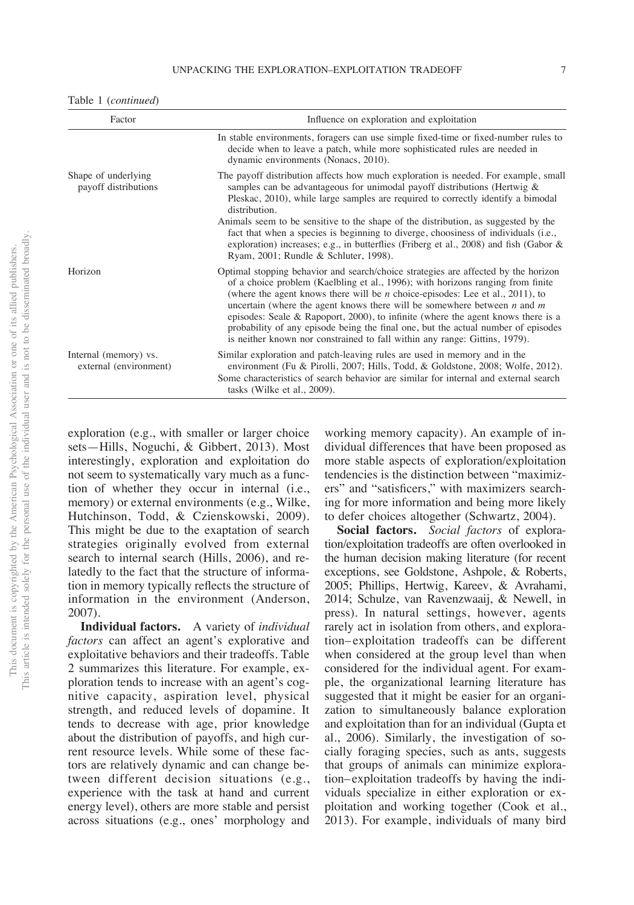Table 1 (*continued*)

| Factor | Influence on exploration and exploitation |
|---|---|
| | In stable environments, foragers can use simple fixed-time or fixed-number rules to decide when to leave a patch, while more sophisticated rules are needed in dynamic environments (Nonacs, 2010). |
| Shape of underlying payoff distributions | The payoff distribution affects how much exploration is needed. For example, small samples can be advantageous for unimodal payoff distributions (Hertwig & Pleskac, 2010), while large samples are required to correctly identify a bimodal distribution.<br>Animals seem to be sensitive to the shape of the distribution, as suggested by the fact that when a species is beginning to diverge, choosiness of individuals (i.e., exploration) increases; e.g., in butterflies (Friberg et al., 2008) and fish (Gabor & Ryam, 2001; Rundle & Schluter, 1998). |
| Horizon | Optimal stopping behavior and search/choice strategies are affected by the horizon of a choice problem (Kaelbling et al., 1996); with horizons ranging from finite (where the agent knows there will be *n* choice-episodes: Lee et al., 2011), to uncertain (where the agent knows there will be somewhere between *n* and *m* episodes: Seale & Rapoport, 2000), to infinite (where the agent knows there is a probability of any episode being the final one, but the actual number of episodes is neither known nor constrained to fall within any range: Gittins, 1979). |
| Internal (memory) vs. external (environment) | Similar exploration and patch-leaving rules are used in memory and in the environment (Fu & Pirolli, 2007; Hills, Todd, & Goldstone, 2008; Wolfe, 2012).<br>Some characteristics of search behavior are similar for internal and external search tasks (Wilke et al., 2009). |

exploration (e.g., with smaller or larger choice sets—Hills, Noguchi, & Gibbert, 2013). Most interestingly, exploration and exploitation do not seem to systematically vary much as a function of whether they occur in internal (i.e., memory) or external environments (e.g., Wilke, Hutchinson, Todd, & Czienskowski, 2009). This might be due to the exaptation of search strategies originally evolved from external search to internal search (Hills, 2006), and relatedly to the fact that the structure of information in memory typically reflects the structure of information in the environment (Anderson, 2007).

**Individual factors.** A variety of *individual factors* can affect an agent's explorative and exploitative behaviors and their tradeoffs. Table 2 summarizes this literature. For example, exploration tends to increase with an agent's cognitive capacity, aspiration level, physical strength, and reduced levels of dopamine. It tends to decrease with age, prior knowledge about the distribution of payoffs, and high current resource levels. While some of these factors are relatively dynamic and can change between different decision situations (e.g., experience with the task at hand and current energy level), others are more stable and persist across situations (e.g., ones' morphology and working memory capacity). An example of individual differences that have been proposed as more stable aspects of exploration/exploitation tendencies is the distinction between "maximizers" and "satisficers," with maximizers searching for more information and being more likely to defer choices altogether (Schwartz, 2004).

**Social factors.** *Social factors* of exploration/exploitation tradeoffs are often overlooked in the human decision making literature (for recent exceptions, see Goldstone, Ashpole, & Roberts, 2005; Phillips, Hertwig, Kareev, & Avrahami, 2014; Schulze, van Ravenzwaaij, & Newell, in press). In natural settings, however, agents rarely act in isolation from others, and exploration–exploitation tradeoffs can be different when considered at the group level than when considered for the individual agent. For example, the organizational learning literature has suggested that it might be easier for an organization to simultaneously balance exploration and exploitation than for an individual (Gupta et al., 2006). Similarly, the investigation of socially foraging species, such as ants, suggests that groups of animals can minimize exploration–exploitation tradeoffs by having the individuals specialize in either exploration or exploitation and working together (Cook et al., 2013). For example, individuals of many bird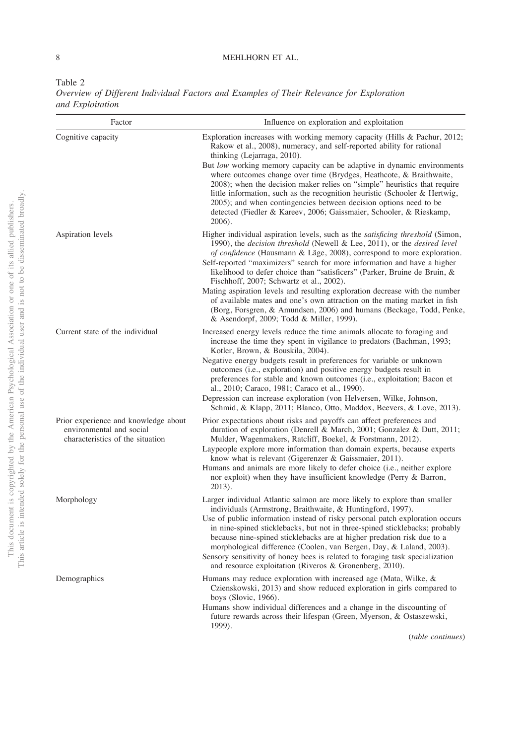Table 2
*Overview of Different Individual Factors and Examples of Their Relevance for Exploration and Exploitation*

| Factor | Influence on exploration and exploitation |
|---|---|
| Cognitive capacity | Exploration increases with working memory capacity (Hills & Pachur, 2012; Rakow et al., 2008), numeracy, and self-reported ability for rational thinking (Lejarraga, 2010).<br>But *low* working memory capacity can be adaptive in dynamic environments where outcomes change over time (Brydges, Heathcote, & Braithwaite, 2008); when the decision maker relies on "simple" heuristics that require little information, such as the recognition heuristic (Schooler & Hertwig, 2005); and when contingencies between decision options need to be detected (Fiedler & Kareev, 2006; Gaissmaier, Schooler, & Rieskamp, 2006). |
| Aspiration levels | Higher individual aspiration levels, such as the *satisficing threshold* (Simon, 1990), the *decision threshold* (Newell & Lee, 2011), or the *desired level of confidence* (Hausmann & Läge, 2008), correspond to more exploration.<br>Self-reported "maximizers" search for more information and have a higher likelihood to defer choice than "satisficers" (Parker, Bruine de Bruin, & Fischhoff, 2007; Schwartz et al., 2002).<br>Mating aspiration levels and resulting exploration decrease with the number of available mates and one's own attraction on the mating market in fish (Borg, Forsgren, & Amundsen, 2006) and humans (Beckage, Todd, Penke, & Asendorpf, 2009; Todd & Miller, 1999). |
| Current state of the individual | Increased energy levels reduce the time animals allocate to foraging and increase the time they spent in vigilance to predators (Bachman, 1993; Kotler, Brown, & Bouskila, 2004).<br>Negative energy budgets result in preferences for variable or unknown outcomes (i.e., exploration) and positive energy budgets result in preferences for stable and known outcomes (i.e., exploitation; Bacon et al., 2010; Caraco, 1981; Caraco et al., 1990).<br>Depression can increase exploration (von Helversen, Wilke, Johnson, Schmid, & Klapp, 2011; Blanco, Otto, Maddox, Beevers, & Love, 2013). |
| Prior experience and knowledge about environmental and social characteristics of the situation | Prior expectations about risks and payoffs can affect preferences and duration of exploration (Denrell & March, 2001; Gonzalez & Dutt, 2011; Mulder, Wagenmakers, Ratcliff, Boekel, & Forstmann, 2012).<br>Laypeople explore more information than domain experts, because experts know what is relevant (Gigerenzer & Gaissmaier, 2011).<br>Humans and animals are more likely to defer choice (i.e., neither explore nor exploit) when they have insufficient knowledge (Perry & Barron, 2013). |
| Morphology | Larger individual Atlantic salmon are more likely to explore than smaller individuals (Armstrong, Braithwaite, & Huntingford, 1997).<br>Use of public information instead of risky personal patch exploration occurs in nine-spined sticklebacks, but not in three-spined sticklebacks; probably because nine-spined sticklebacks are at higher predation risk due to a morphological difference (Coolen, van Bergen, Day, & Laland, 2003).<br>Sensory sensitivity of honey bees is related to foraging task specialization and resource exploitation (Riveros & Gronenberg, 2010). |
| Demographics | Humans may reduce exploration with increased age (Mata, Wilke, & Czienskowski, 2013) and show reduced exploration in girls compared to boys (Slovic, 1966).<br>Humans show individual differences and a change in the discounting of future rewards across their lifespan (Green, Myerson, & Ostaszewski, 1999). |

(*table continues*)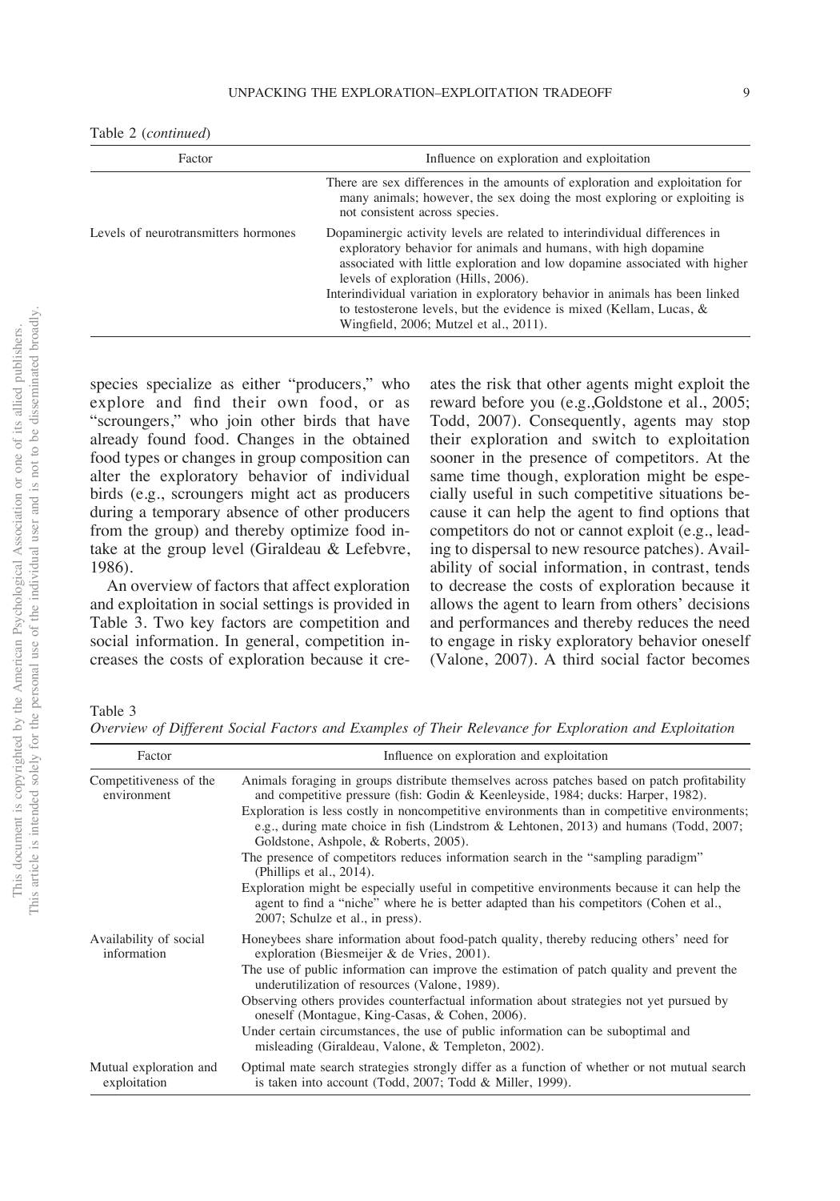Table 2 (*continued*)

| Factor | Influence on exploration and exploitation |
|---|---|
| | There are sex differences in the amounts of exploration and exploitation for many animals; however, the sex doing the most exploring or exploiting is not consistent across species. |
| Levels of neurotransmitters hormones | Dopaminergic activity levels are related to interindividual differences in exploratory behavior for animals and humans, with high dopamine associated with little exploration and low dopamine associated with higher levels of exploration (Hills, 2006). Interindividual variation in exploratory behavior in animals has been linked to testosterone levels, but the evidence is mixed (Kellam, Lucas, & Wingfield, 2006; Mutzel et al., 2011). |

species specialize as either "producers," who explore and find their own food, or as "scroungers," who join other birds that have already found food. Changes in the obtained food types or changes in group composition can alter the exploratory behavior of individual birds (e.g., scroungers might act as producers during a temporary absence of other producers from the group) and thereby optimize food intake at the group level (Giraldeau & Lefebvre, 1986).

An overview of factors that affect exploration and exploitation in social settings is provided in Table 3. Two key factors are competition and social information. In general, competition increases the costs of exploration because it creates the risk that other agents might exploit the reward before you (e.g.,Goldstone et al., 2005; Todd, 2007). Consequently, agents may stop their exploration and switch to exploitation sooner in the presence of competitors. At the same time though, exploration might be especially useful in such competitive situations because it can help the agent to find options that competitors do not or cannot exploit (e.g., leading to dispersal to new resource patches). Availability of social information, in contrast, tends to decrease the costs of exploration because it allows the agent to learn from others' decisions and performances and thereby reduces the need to engage in risky exploratory behavior oneself (Valone, 2007). A third social factor becomes

Table 3
*Overview of Different Social Factors and Examples of Their Relevance for Exploration and Exploitation*

| Factor | Influence on exploration and exploitation |
|---|---|
| Competitiveness of the environment | Animals foraging in groups distribute themselves across patches based on patch profitability and competitive pressure (fish: Godin & Keenleyside, 1984; ducks: Harper, 1982). Exploration is less costly in noncompetitive environments than in competitive environments; e.g., during mate choice in fish (Lindstrom & Lehtonen, 2013) and humans (Todd, 2007; Goldstone, Ashpole, & Roberts, 2005). The presence of competitors reduces information search in the "sampling paradigm" (Phillips et al., 2014). Exploration might be especially useful in competitive environments because it can help the agent to find a "niche" where he is better adapted than his competitors (Cohen et al., 2007; Schulze et al., in press). |
| Availability of social information | Honeybees share information about food-patch quality, thereby reducing others' need for exploration (Biesmeijer & de Vries, 2001). The use of public information can improve the estimation of patch quality and prevent the underutilization of resources (Valone, 1989). Observing others provides counterfactual information about strategies not yet pursued by oneself (Montague, King-Casas, & Cohen, 2006). Under certain circumstances, the use of public information can be suboptimal and misleading (Giraldeau, Valone, & Templeton, 2002). |
| Mutual exploration and exploitation | Optimal mate search strategies strongly differ as a function of whether or not mutual search is taken into account (Todd, 2007; Todd & Miller, 1999). |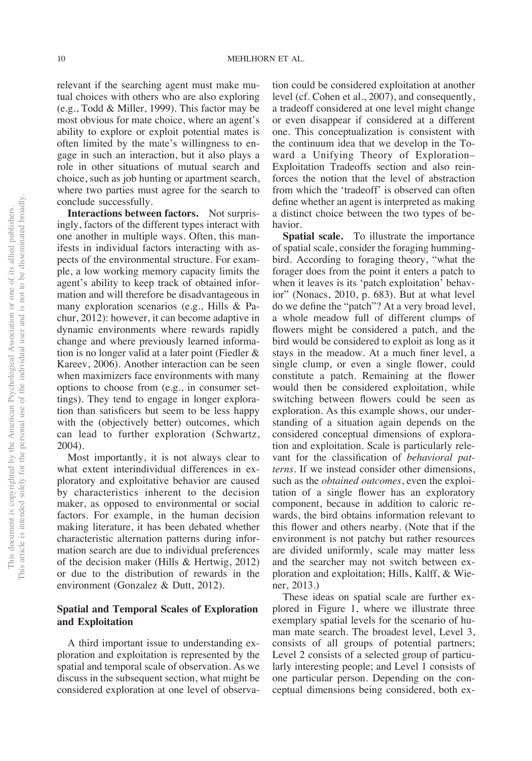relevant if the searching agent must make mutual choices with others who are also exploring (e.g., Todd & Miller, 1999). This factor may be most obvious for mate choice, where an agent's ability to explore or exploit potential mates is often limited by the mate's willingness to engage in such an interaction, but it also plays a role in other situations of mutual search and choice, such as job hunting or apartment search, where two parties must agree for the search to conclude successfully.

**Interactions between factors.** Not surprisingly, factors of the different types interact with one another in multiple ways. Often, this manifests in individual factors interacting with aspects of the environmental structure. For example, a low working memory capacity limits the agent's ability to keep track of obtained information and will therefore be disadvantageous in many exploration scenarios (e.g., Hills & Pachur, 2012): however, it can become adaptive in dynamic environments where rewards rapidly change and where previously learned information is no longer valid at a later point (Fiedler & Kareev, 2006). Another interaction can be seen when maximizers face environments with many options to choose from (e.g., in consumer settings). They tend to engage in longer exploration than satisficers but seem to be less happy with the (objectively better) outcomes, which can lead to further exploration (Schwartz, 2004).

Most importantly, it is not always clear to what extent interindividual differences in exploratory and exploitative behavior are caused by characteristics inherent to the decision maker, as opposed to environmental or social factors. For example, in the human decision making literature, it has been debated whether characteristic alternation patterns during information search are due to individual preferences of the decision maker (Hills & Hertwig, 2012) or due to the distribution of rewards in the environment (Gonzalez & Dutt, 2012).

### Spatial and Temporal Scales of Exploration and Exploitation

A third important issue to understanding exploration and exploitation is represented by the spatial and temporal scale of observation. As we discuss in the subsequent section, what might be considered exploration at one level of observation could be considered exploitation at another level (cf. Cohen et al., 2007), and consequently, a tradeoff considered at one level might change or even disappear if considered at a different one. This conceptualization is consistent with the continuum idea that we develop in the Toward a Unifying Theory of Exploration–Exploitation Tradeoffs section and also reinforces the notion that the level of abstraction from which the 'tradeoff' is observed can often define whether an agent is interpreted as making a distinct choice between the two types of behavior.

**Spatial scale.** To illustrate the importance of spatial scale, consider the foraging hummingbird. According to foraging theory, "what the forager does from the point it enters a patch to when it leaves is its 'patch exploitation' behavior" (Nonacs, 2010, p. 683). But at what level do we define the "patch"? At a very broad level, a whole meadow full of different clumps of flowers might be considered a patch, and the bird would be considered to exploit as long as it stays in the meadow. At a much finer level, a single clump, or even a single flower, could constitute a patch. Remaining at the flower would then be considered exploitation, while switching between flowers could be seen as exploration. As this example shows, our understanding of a situation again depends on the considered conceptual dimensions of exploration and exploitation. Scale is particularly relevant for the classification of *behavioral patterns*. If we instead consider other dimensions, such as the *obtained outcomes*, even the exploitation of a single flower has an exploratory component, because in addition to caloric rewards, the bird obtains information relevant to this flower and others nearby. (Note that if the environment is not patchy but rather resources are divided uniformly, scale may matter less and the searcher may not switch between exploration and exploitation; Hills, Kalff, & Wiener, 2013.)

These ideas on spatial scale are further explored in Figure 1, where we illustrate three exemplary spatial levels for the scenario of human mate search. The broadest level, Level 3, consists of all groups of potential partners; Level 2 consists of a selected group of particularly interesting people; and Level 1 consists of one particular person. Depending on the conceptual dimensions being considered, both ex-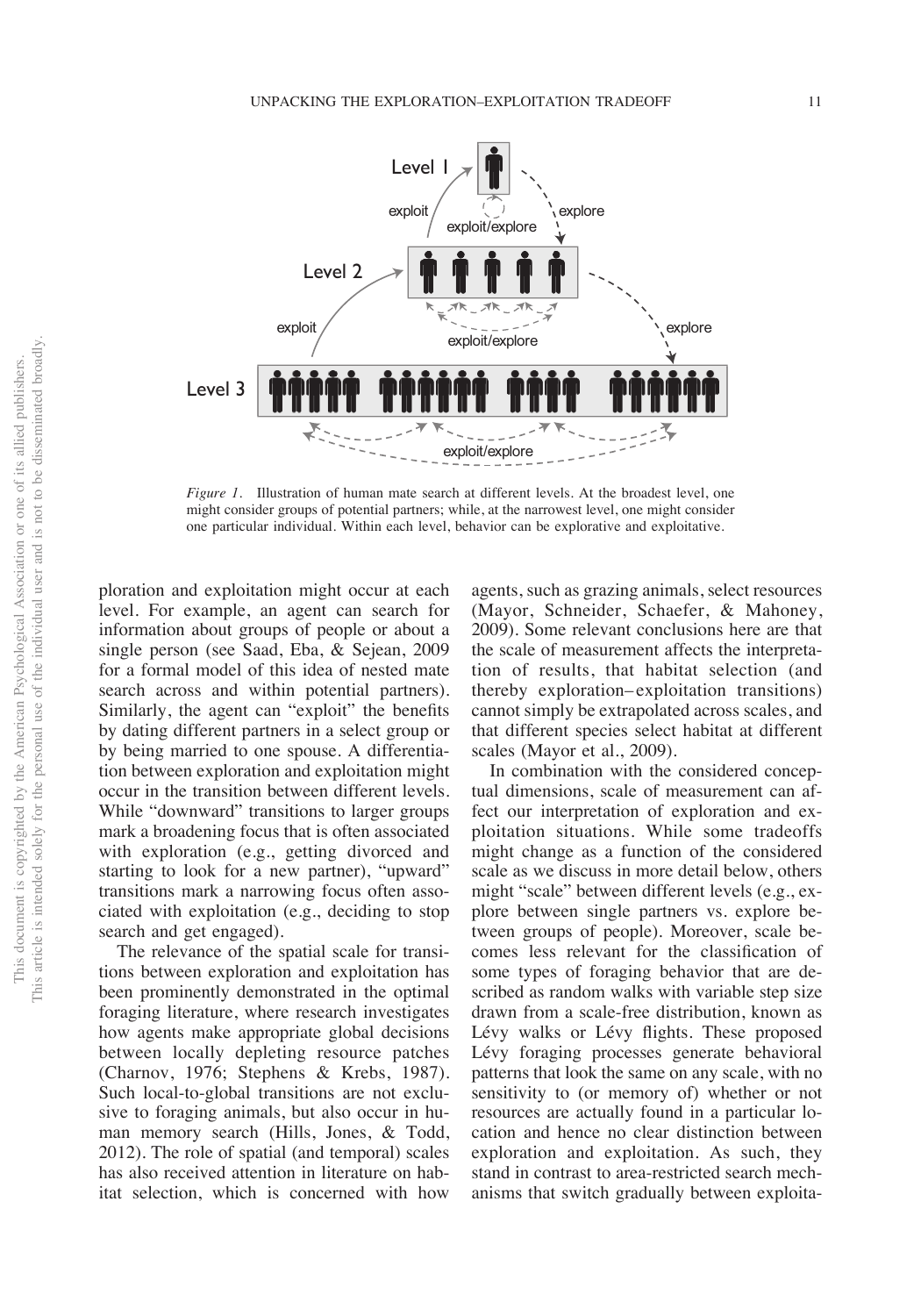Level 1

exploit

explore

exploit/explore

Level 2

exploit

explore

exploit/explore

Level 3

exploit/explore

*Figure 1.* Illustration of human mate search at different levels. At the broadest level, one might consider groups of potential partners; while, at the narrowest level, one might consider one particular individual. Within each level, behavior can be explorative and exploitative.

ploration and exploitation might occur at each level. For example, an agent can search for information about groups of people or about a single person (see Saad, Eba, & Sejean, 2009 for a formal model of this idea of nested mate search across and within potential partners). Similarly, the agent can "exploit" the benefits by dating different partners in a select group or by being married to one spouse. A differentiation between exploration and exploitation might occur in the transition between different levels. While "downward" transitions to larger groups mark a broadening focus that is often associated with exploration (e.g., getting divorced and starting to look for a new partner), "upward" transitions mark a narrowing focus often associated with exploitation (e.g., deciding to stop search and get engaged).

The relevance of the spatial scale for transitions between exploration and exploitation has been prominently demonstrated in the optimal foraging literature, where research investigates how agents make appropriate global decisions between locally depleting resource patches (Charnov, 1976; Stephens & Krebs, 1987). Such local-to-global transitions are not exclusive to foraging animals, but also occur in human memory search (Hills, Jones, & Todd, 2012). The role of spatial (and temporal) scales has also received attention in literature on habitat selection, which is concerned with how agents, such as grazing animals, select resources (Mayor, Schneider, Schaefer, & Mahoney, 2009). Some relevant conclusions here are that the scale of measurement affects the interpretation of results, that habitat selection (and thereby exploration–exploitation transitions) cannot simply be extrapolated across scales, and that different species select habitat at different scales (Mayor et al., 2009).

In combination with the considered conceptual dimensions, scale of measurement can affect our interpretation of exploration and exploitation situations. While some tradeoffs might change as a function of the considered scale as we discuss in more detail below, others might "scale" between different levels (e.g., explore between single partners vs. explore between groups of people). Moreover, scale becomes less relevant for the classification of some types of foraging behavior that are described as random walks with variable step size drawn from a scale-free distribution, known as Lévy walks or Lévy flights. These proposed Lévy foraging processes generate behavioral patterns that look the same on any scale, with no sensitivity to (or memory of) whether or not resources are actually found in a particular location and hence no clear distinction between exploration and exploitation. As such, they stand in contrast to area-restricted search mechanisms that switch gradually between exploita-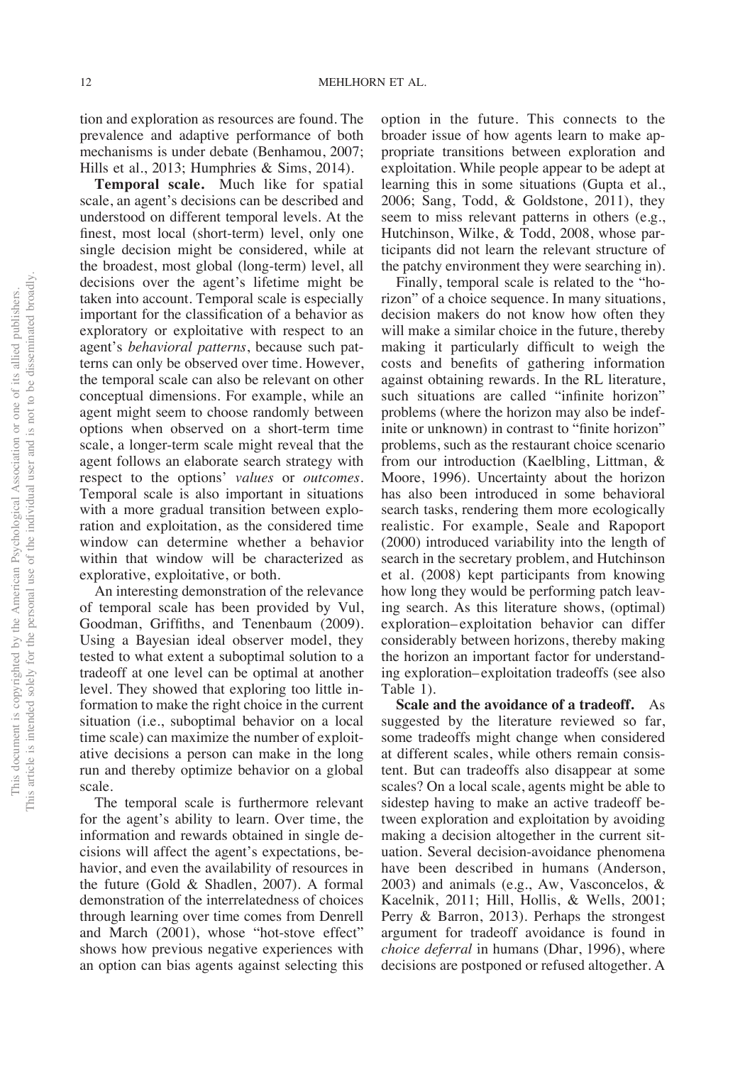tion and exploration as resources are found. The prevalence and adaptive performance of both mechanisms is under debate (Benhamou, 2007; Hills et al., 2013; Humphries & Sims, 2014).

**Temporal scale.** Much like for spatial scale, an agent's decisions can be described and understood on different temporal levels. At the finest, most local (short-term) level, only one single decision might be considered, while at the broadest, most global (long-term) level, all decisions over the agent's lifetime might be taken into account. Temporal scale is especially important for the classification of a behavior as exploratory or exploitative with respect to an agent's *behavioral patterns*, because such patterns can only be observed over time. However, the temporal scale can also be relevant on other conceptual dimensions. For example, while an agent might seem to choose randomly between options when observed on a short-term time scale, a longer-term scale might reveal that the agent follows an elaborate search strategy with respect to the options' *values* or *outcomes*. Temporal scale is also important in situations with a more gradual transition between exploration and exploitation, as the considered time window can determine whether a behavior within that window will be characterized as explorative, exploitative, or both.

An interesting demonstration of the relevance of temporal scale has been provided by Vul, Goodman, Griffiths, and Tenenbaum (2009). Using a Bayesian ideal observer model, they tested to what extent a suboptimal solution to a tradeoff at one level can be optimal at another level. They showed that exploring too little information to make the right choice in the current situation (i.e., suboptimal behavior on a local time scale) can maximize the number of exploitative decisions a person can make in the long run and thereby optimize behavior on a global scale.

The temporal scale is furthermore relevant for the agent's ability to learn. Over time, the information and rewards obtained in single decisions will affect the agent's expectations, behavior, and even the availability of resources in the future (Gold & Shadlen, 2007). A formal demonstration of the interrelatedness of choices through learning over time comes from Denrell and March (2001), whose "hot-stove effect" shows how previous negative experiences with an option can bias agents against selecting this option in the future. This connects to the broader issue of how agents learn to make appropriate transitions between exploration and exploitation. While people appear to be adept at learning this in some situations (Gupta et al., 2006; Sang, Todd, & Goldstone, 2011), they seem to miss relevant patterns in others (e.g., Hutchinson, Wilke, & Todd, 2008, whose participants did not learn the relevant structure of the patchy environment they were searching in).

Finally, temporal scale is related to the "horizon" of a choice sequence. In many situations, decision makers do not know how often they will make a similar choice in the future, thereby making it particularly difficult to weigh the costs and benefits of gathering information against obtaining rewards. In the RL literature, such situations are called "infinite horizon" problems (where the horizon may also be indefinite or unknown) in contrast to "finite horizon" problems, such as the restaurant choice scenario from our introduction (Kaelbling, Littman, & Moore, 1996). Uncertainty about the horizon has also been introduced in some behavioral search tasks, rendering them more ecologically realistic. For example, Seale and Rapoport (2000) introduced variability into the length of search in the secretary problem, and Hutchinson et al. (2008) kept participants from knowing how long they would be performing patch leaving search. As this literature shows, (optimal) exploration–exploitation behavior can differ considerably between horizons, thereby making the horizon an important factor for understanding exploration–exploitation tradeoffs (see also Table 1).

**Scale and the avoidance of a tradeoff.** As suggested by the literature reviewed so far, some tradeoffs might change when considered at different scales, while others remain consistent. But can tradeoffs also disappear at some scales? On a local scale, agents might be able to sidestep having to make an active tradeoff between exploration and exploitation by avoiding making a decision altogether in the current situation. Several decision-avoidance phenomena have been described in humans (Anderson, 2003) and animals (e.g., Aw, Vasconcelos, & Kacelnik, 2011; Hill, Hollis, & Wells, 2001; Perry & Barron, 2013). Perhaps the strongest argument for tradeoff avoidance is found in *choice deferral* in humans (Dhar, 1996), where decisions are postponed or refused altogether. A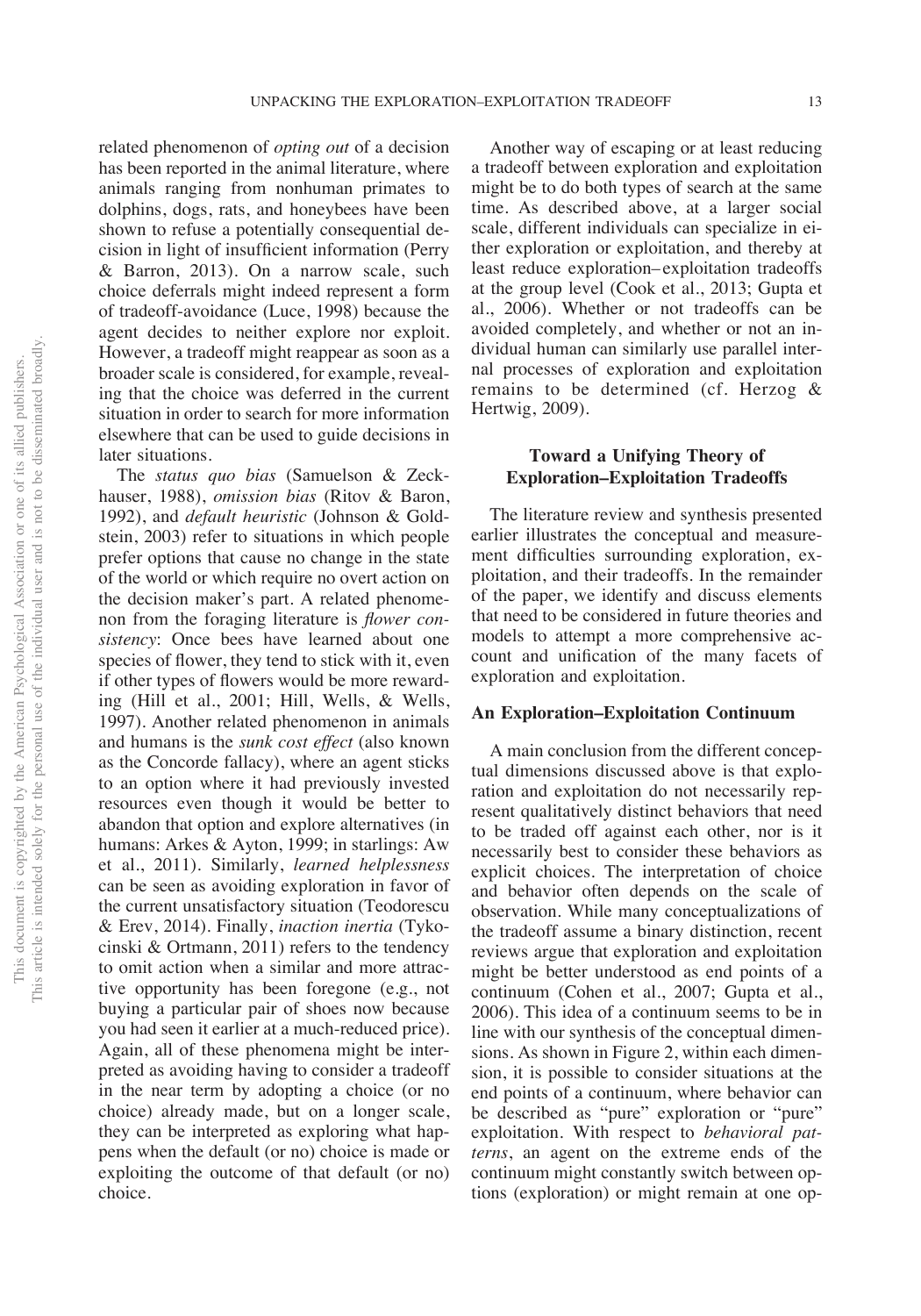related phenomenon of *opting out* of a decision has been reported in the animal literature, where animals ranging from nonhuman primates to dolphins, dogs, rats, and honeybees have been shown to refuse a potentially consequential decision in light of insufficient information (Perry & Barron, 2013). On a narrow scale, such choice deferrals might indeed represent a form of tradeoff-avoidance (Luce, 1998) because the agent decides to neither explore nor exploit. However, a tradeoff might reappear as soon as a broader scale is considered, for example, revealing that the choice was deferred in the current situation in order to search for more information elsewhere that can be used to guide decisions in later situations.

The *status quo bias* (Samuelson & Zeckhauser, 1988), *omission bias* (Ritov & Baron, 1992), and *default heuristic* (Johnson & Goldstein, 2003) refer to situations in which people prefer options that cause no change in the state of the world or which require no overt action on the decision maker's part. A related phenomenon from the foraging literature is *flower consistency*: Once bees have learned about one species of flower, they tend to stick with it, even if other types of flowers would be more rewarding (Hill et al., 2001; Hill, Wells, & Wells, 1997). Another related phenomenon in animals and humans is the *sunk cost effect* (also known as the Concorde fallacy), where an agent sticks to an option where it had previously invested resources even though it would be better to abandon that option and explore alternatives (in humans: Arkes & Ayton, 1999; in starlings: Aw et al., 2011). Similarly, *learned helplessness* can be seen as avoiding exploration in favor of the current unsatisfactory situation (Teodorescu & Erev, 2014). Finally, *inaction inertia* (Tykocinski & Ortmann, 2011) refers to the tendency to omit action when a similar and more attractive opportunity has been foregone (e.g., not buying a particular pair of shoes now because you had seen it earlier at a much-reduced price). Again, all of these phenomena might be interpreted as avoiding having to consider a tradeoff in the near term by adopting a choice (or no choice) already made, but on a longer scale, they can be interpreted as exploring what happens when the default (or no) choice is made or exploiting the outcome of that default (or no) choice.

Another way of escaping or at least reducing a tradeoff between exploration and exploitation might be to do both types of search at the same time. As described above, at a larger social scale, different individuals can specialize in either exploration or exploitation, and thereby at least reduce exploration–exploitation tradeoffs at the group level (Cook et al., 2013; Gupta et al., 2006). Whether or not tradeoffs can be avoided completely, and whether or not an individual human can similarly use parallel internal processes of exploration and exploitation remains to be determined (cf. Herzog & Hertwig, 2009).

## Toward a Unifying Theory of Exploration–Exploitation Tradeoffs

The literature review and synthesis presented earlier illustrates the conceptual and measurement difficulties surrounding exploration, exploitation, and their tradeoffs. In the remainder of the paper, we identify and discuss elements that need to be considered in future theories and models to attempt a more comprehensive account and unification of the many facets of exploration and exploitation.

### An Exploration–Exploitation Continuum

A main conclusion from the different conceptual dimensions discussed above is that exploration and exploitation do not necessarily represent qualitatively distinct behaviors that need to be traded off against each other, nor is it necessarily best to consider these behaviors as explicit choices. The interpretation of choice and behavior often depends on the scale of observation. While many conceptualizations of the tradeoff assume a binary distinction, recent reviews argue that exploration and exploitation might be better understood as end points of a continuum (Cohen et al., 2007; Gupta et al., 2006). This idea of a continuum seems to be in line with our synthesis of the conceptual dimensions. As shown in Figure 2, within each dimension, it is possible to consider situations at the end points of a continuum, where behavior can be described as "pure" exploration or "pure" exploitation. With respect to *behavioral patterns*, an agent on the extreme ends of the continuum might constantly switch between options (exploration) or might remain at one op-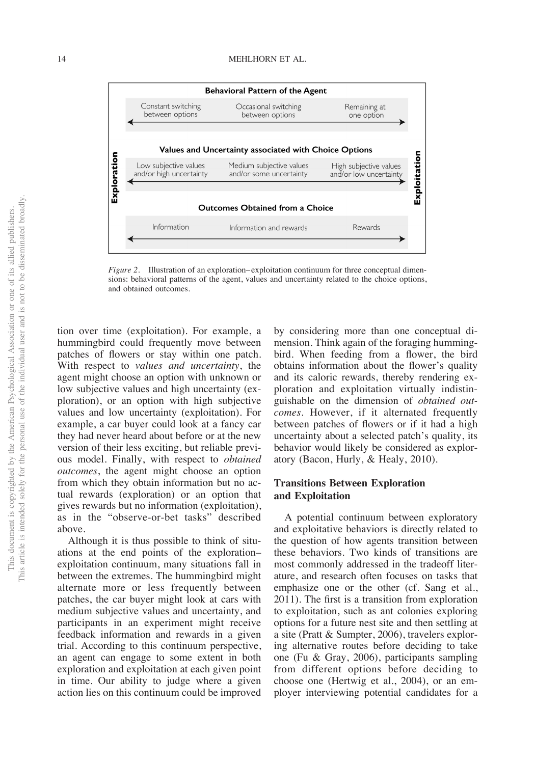Behavioral Pattern of the Agent

Constant switching between options

Occasional switching between options

Remaining at one option

Values and Uncertainty associated with Choice Options

Low subjective values and/or high uncertainty

Medium subjective values and/or some uncertainty

High subjective values and/or low uncertainty

Outcomes Obtained from a Choice

Information

Information and rewards

Rewards

Exploration

Exploitation

*Figure 2*. Illustration of an exploration–exploitation continuum for three conceptual dimensions: behavioral patterns of the agent, values and uncertainty related to the choice options, and obtained outcomes.

tion over time (exploitation). For example, a hummingbird could frequently move between patches of flowers or stay within one patch. With respect to *values and uncertainty*, the agent might choose an option with unknown or low subjective values and high uncertainty (exploration), or an option with high subjective values and low uncertainty (exploitation). For example, a car buyer could look at a fancy car they had never heard about before or at the new version of their less exciting, but reliable previous model. Finally, with respect to *obtained outcomes*, the agent might choose an option from which they obtain information but no actual rewards (exploration) or an option that gives rewards but no information (exploitation), as in the "observe-or-bet tasks" described above.

Although it is thus possible to think of situations at the end points of the exploration–exploitation continuum, many situations fall in between the extremes. The hummingbird might alternate more or less frequently between patches, the car buyer might look at cars with medium subjective values and uncertainty, and participants in an experiment might receive feedback information and rewards in a given trial. According to this continuum perspective, an agent can engage to some extent in both exploration and exploitation at each given point in time. Our ability to judge where a given action lies on this continuum could be improved by considering more than one conceptual dimension. Think again of the foraging hummingbird. When feeding from a flower, the bird obtains information about the flower's quality and its caloric rewards, thereby rendering exploration and exploitation virtually indistinguishable on the dimension of *obtained outcomes*. However, if it alternated frequently between patches of flowers or if it had a high uncertainty about a selected patch's quality, its behavior would likely be considered as exploratory (Bacon, Hurly, & Healy, 2010).

## Transitions Between Exploration and Exploitation

A potential continuum between exploratory and exploitative behaviors is directly related to the question of how agents transition between these behaviors. Two kinds of transitions are most commonly addressed in the tradeoff literature, and research often focuses on tasks that emphasize one or the other (cf. Sang et al., 2011). The first is a transition from exploration to exploitation, such as ant colonies exploring options for a future nest site and then settling at a site (Pratt & Sumpter, 2006), travelers exploring alternative routes before deciding to take one (Fu & Gray, 2006), participants sampling from different options before deciding to choose one (Hertwig et al., 2004), or an employer interviewing potential candidates for a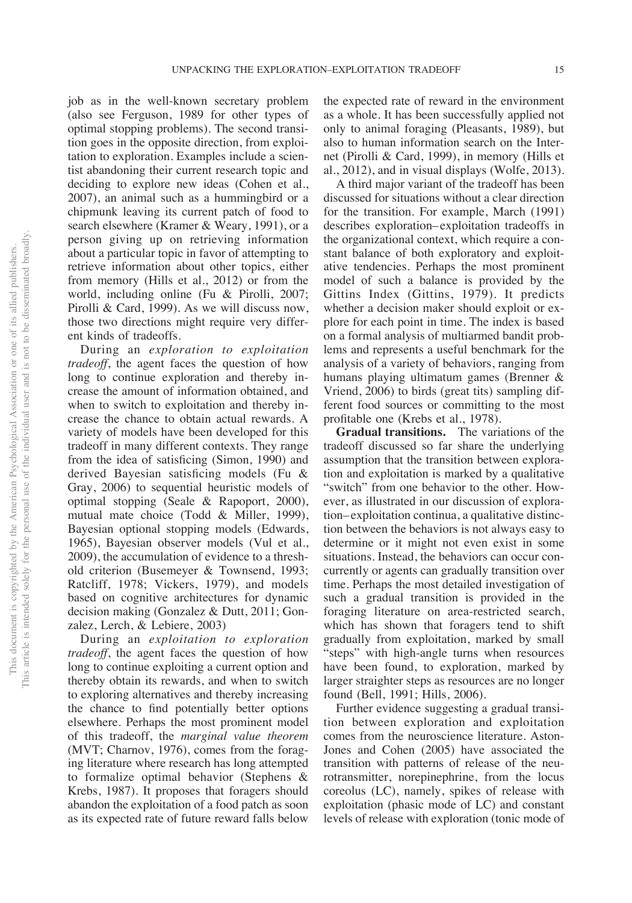job as in the well-known secretary problem (also see Ferguson, 1989 for other types of optimal stopping problems). The second transition goes in the opposite direction, from exploitation to exploration. Examples include a scientist abandoning their current research topic and deciding to explore new ideas (Cohen et al., 2007), an animal such as a hummingbird or a chipmunk leaving its current patch of food to search elsewhere (Kramer & Weary, 1991), or a person giving up on retrieving information about a particular topic in favor of attempting to retrieve information about other topics, either from memory (Hills et al., 2012) or from the world, including online (Fu & Pirolli, 2007; Pirolli & Card, 1999). As we will discuss now, those two directions might require very different kinds of tradeoffs.

During an *exploration to exploitation tradeoff*, the agent faces the question of how long to continue exploration and thereby increase the amount of information obtained, and when to switch to exploitation and thereby increase the chance to obtain actual rewards. A variety of models have been developed for this tradeoff in many different contexts. They range from the idea of satisficing (Simon, 1990) and derived Bayesian satisficing models (Fu & Gray, 2006) to sequential heuristic models of optimal stopping (Seale & Rapoport, 2000), mutual mate choice (Todd & Miller, 1999), Bayesian optional stopping models (Edwards, 1965), Bayesian observer models (Vul et al., 2009), the accumulation of evidence to a threshold criterion (Busemeyer & Townsend, 1993; Ratcliff, 1978; Vickers, 1979), and models based on cognitive architectures for dynamic decision making (Gonzalez & Dutt, 2011; Gonzalez, Lerch, & Lebiere, 2003)

During an *exploitation to exploration tradeoff*, the agent faces the question of how long to continue exploiting a current option and thereby obtain its rewards, and when to switch to exploring alternatives and thereby increasing the chance to find potentially better options elsewhere. Perhaps the most prominent model of this tradeoff, the *marginal value theorem* (MVT; Charnov, 1976), comes from the foraging literature where research has long attempted to formalize optimal behavior (Stephens & Krebs, 1987). It proposes that foragers should abandon the exploitation of a food patch as soon as its expected rate of future reward falls below the expected rate of reward in the environment as a whole. It has been successfully applied not only to animal foraging (Pleasants, 1989), but also to human information search on the Internet (Pirolli & Card, 1999), in memory (Hills et al., 2012), and in visual displays (Wolfe, 2013).

A third major variant of the tradeoff has been discussed for situations without a clear direction for the transition. For example, March (1991) describes exploration–exploitation tradeoffs in the organizational context, which require a constant balance of both exploratory and exploitative tendencies. Perhaps the most prominent model of such a balance is provided by the Gittins Index (Gittins, 1979). It predicts whether a decision maker should exploit or explore for each point in time. The index is based on a formal analysis of multiarmed bandit problems and represents a useful benchmark for the analysis of a variety of behaviors, ranging from humans playing ultimatum games (Brenner & Vriend, 2006) to birds (great tits) sampling different food sources or committing to the most profitable one (Krebs et al., 1978).

**Gradual transitions.** The variations of the tradeoff discussed so far share the underlying assumption that the transition between exploration and exploitation is marked by a qualitative "switch" from one behavior to the other. However, as illustrated in our discussion of exploration–exploitation continua, a qualitative distinction between the behaviors is not always easy to determine or it might not even exist in some situations. Instead, the behaviors can occur concurrently or agents can gradually transition over time. Perhaps the most detailed investigation of such a gradual transition is provided in the foraging literature on area-restricted search, which has shown that foragers tend to shift gradually from exploitation, marked by small "steps" with high-angle turns when resources have been found, to exploration, marked by larger straighter steps as resources are no longer found (Bell, 1991; Hills, 2006).

Further evidence suggesting a gradual transition between exploration and exploitation comes from the neuroscience literature. Aston-Jones and Cohen (2005) have associated the transition with patterns of release of the neurotransmitter, norepinephrine, from the locus coreolus (LC), namely, spikes of release with exploitation (phasic mode of LC) and constant levels of release with exploration (tonic mode of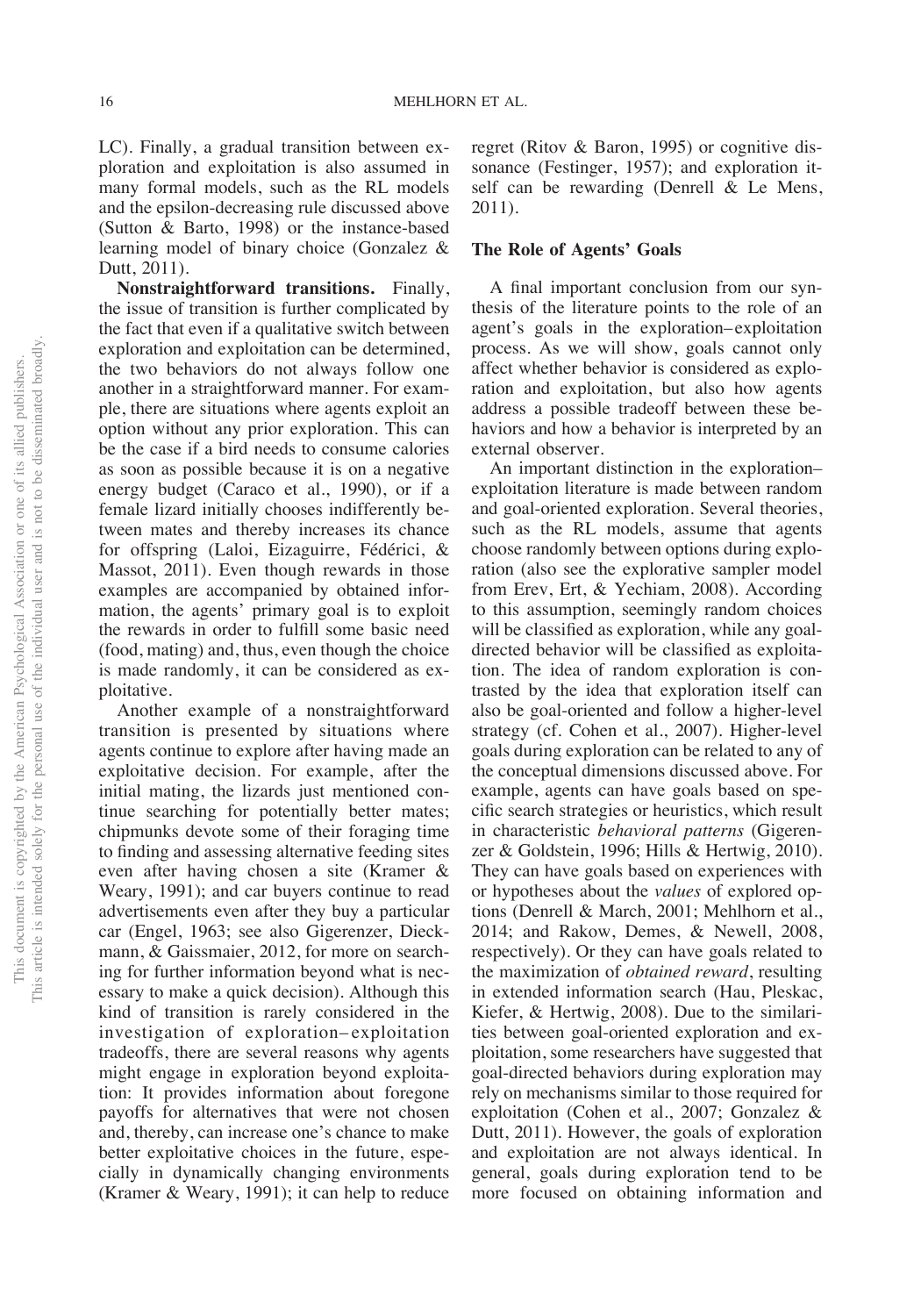LC). Finally, a gradual transition between exploration and exploitation is also assumed in many formal models, such as the RL models and the epsilon-decreasing rule discussed above (Sutton & Barto, 1998) or the instance-based learning model of binary choice (Gonzalez & Dutt, 2011).

**Nonstraightforward transitions.** Finally, the issue of transition is further complicated by the fact that even if a qualitative switch between exploration and exploitation can be determined, the two behaviors do not always follow one another in a straightforward manner. For example, there are situations where agents exploit an option without any prior exploration. This can be the case if a bird needs to consume calories as soon as possible because it is on a negative energy budget (Caraco et al., 1990), or if a female lizard initially chooses indifferently between mates and thereby increases its chance for offspring (Laloi, Eizaguirre, Fédérici, & Massot, 2011). Even though rewards in those examples are accompanied by obtained information, the agents' primary goal is to exploit the rewards in order to fulfill some basic need (food, mating) and, thus, even though the choice is made randomly, it can be considered as exploitative.

Another example of a nonstraightforward transition is presented by situations where agents continue to explore after having made an exploitative decision. For example, after the initial mating, the lizards just mentioned continue searching for potentially better mates; chipmunks devote some of their foraging time to finding and assessing alternative feeding sites even after having chosen a site (Kramer & Weary, 1991); and car buyers continue to read advertisements even after they buy a particular car (Engel, 1963; see also Gigerenzer, Dieckmann, & Gaissmaier, 2012, for more on searching for further information beyond what is necessary to make a quick decision). Although this kind of transition is rarely considered in the investigation of exploration–exploitation tradeoffs, there are several reasons why agents might engage in exploration beyond exploitation: It provides information about foregone payoffs for alternatives that were not chosen and, thereby, can increase one's chance to make better exploitative choices in the future, especially in dynamically changing environments (Kramer & Weary, 1991); it can help to reduce regret (Ritov & Baron, 1995) or cognitive dissonance (Festinger, 1957); and exploration itself can be rewarding (Denrell & Le Mens, 2011).

### The Role of Agents' Goals

A final important conclusion from our synthesis of the literature points to the role of an agent's goals in the exploration–exploitation process. As we will show, goals cannot only affect whether behavior is considered as exploration and exploitation, but also how agents address a possible tradeoff between these behaviors and how a behavior is interpreted by an external observer.

An important distinction in the exploration–exploitation literature is made between random and goal-oriented exploration. Several theories, such as the RL models, assume that agents choose randomly between options during exploration (also see the explorative sampler model from Erev, Ert, & Yechiam, 2008). According to this assumption, seemingly random choices will be classified as exploration, while any goal-directed behavior will be classified as exploitation. The idea of random exploration is contrasted by the idea that exploration itself can also be goal-oriented and follow a higher-level strategy (cf. Cohen et al., 2007). Higher-level goals during exploration can be related to any of the conceptual dimensions discussed above. For example, agents can have goals based on specific search strategies or heuristics, which result in characteristic *behavioral patterns* (Gigerenzer & Goldstein, 1996; Hills & Hertwig, 2010). They can have goals based on experiences with or hypotheses about the *values* of explored options (Denrell & March, 2001; Mehlhorn et al., 2014; and Rakow, Demes, & Newell, 2008, respectively). Or they can have goals related to the maximization of *obtained reward*, resulting in extended information search (Hau, Pleskac, Kiefer, & Hertwig, 2008). Due to the similarities between goal-oriented exploration and exploitation, some researchers have suggested that goal-directed behaviors during exploration may rely on mechanisms similar to those required for exploitation (Cohen et al., 2007; Gonzalez & Dutt, 2011). However, the goals of exploration and exploitation are not always identical. In general, goals during exploration tend to be more focused on obtaining information and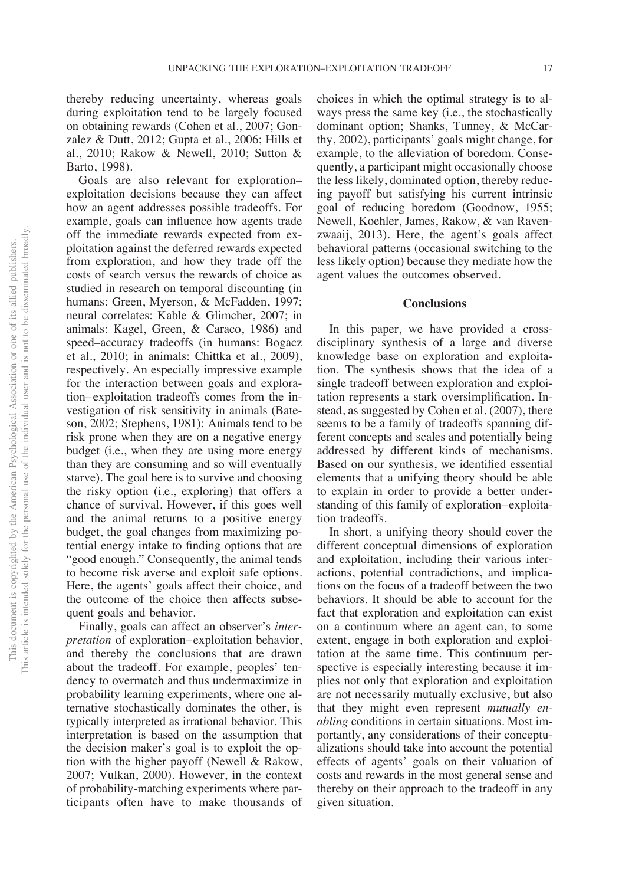thereby reducing uncertainty, whereas goals during exploitation tend to be largely focused on obtaining rewards (Cohen et al., 2007; Gonzalez & Dutt, 2012; Gupta et al., 2006; Hills et al., 2010; Rakow & Newell, 2010; Sutton & Barto, 1998).

Goals are also relevant for exploration–exploitation decisions because they can affect how an agent addresses possible tradeoffs. For example, goals can influence how agents trade off the immediate rewards expected from exploitation against the deferred rewards expected from exploration, and how they trade off the costs of search versus the rewards of choice as studied in research on temporal discounting (in humans: Green, Myerson, & McFadden, 1997; neural correlates: Kable & Glimcher, 2007; in animals: Kagel, Green, & Caraco, 1986) and speed–accuracy tradeoffs (in humans: Bogacz et al., 2010; in animals: Chittka et al., 2009), respectively. An especially impressive example for the interaction between goals and exploration–exploitation tradeoffs comes from the investigation of risk sensitivity in animals (Bateson, 2002; Stephens, 1981): Animals tend to be risk prone when they are on a negative energy budget (i.e., when they are using more energy than they are consuming and so will eventually starve). The goal here is to survive and choosing the risky option (i.e., exploring) that offers a chance of survival. However, if this goes well and the animal returns to a positive energy budget, the goal changes from maximizing potential energy intake to finding options that are "good enough." Consequently, the animal tends to become risk averse and exploit safe options. Here, the agents' goals affect their choice, and the outcome of the choice then affects subsequent goals and behavior.

Finally, goals can affect an observer's *interpretation* of exploration–exploitation behavior, and thereby the conclusions that are drawn about the tradeoff. For example, peoples' tendency to overmatch and thus undermaximize in probability learning experiments, where one alternative stochastically dominates the other, is typically interpreted as irrational behavior. This interpretation is based on the assumption that the decision maker's goal is to exploit the option with the higher payoff (Newell & Rakow, 2007; Vulkan, 2000). However, in the context of probability-matching experiments where participants often have to make thousands of choices in which the optimal strategy is to always press the same key (i.e., the stochastically dominant option; Shanks, Tunney, & McCarthy, 2002), participants' goals might change, for example, to the alleviation of boredom. Consequently, a participant might occasionally choose the less likely, dominated option, thereby reducing payoff but satisfying his current intrinsic goal of reducing boredom (Goodnow, 1955; Newell, Koehler, James, Rakow, & van Ravenzwaaij, 2013). Here, the agent's goals affect behavioral patterns (occasional switching to the less likely option) because they mediate how the agent values the outcomes observed.

## Conclusions

In this paper, we have provided a cross-disciplinary synthesis of a large and diverse knowledge base on exploration and exploitation. The synthesis shows that the idea of a single tradeoff between exploration and exploitation represents a stark oversimplification. Instead, as suggested by Cohen et al. (2007), there seems to be a family of tradeoffs spanning different concepts and scales and potentially being addressed by different kinds of mechanisms. Based on our synthesis, we identified essential elements that a unifying theory should be able to explain in order to provide a better understanding of this family of exploration–exploitation tradeoffs.

In short, a unifying theory should cover the different conceptual dimensions of exploration and exploitation, including their various interactions, potential contradictions, and implications on the focus of a tradeoff between the two behaviors. It should be able to account for the fact that exploration and exploitation can exist on a continuum where an agent can, to some extent, engage in both exploration and exploitation at the same time. This continuum perspective is especially interesting because it implies not only that exploration and exploitation are not necessarily mutually exclusive, but also that they might even represent *mutually enabling* conditions in certain situations. Most importantly, any considerations of their conceptualizations should take into account the potential effects of agents' goals on their valuation of costs and rewards in the most general sense and thereby on their approach to the tradeoff in any given situation.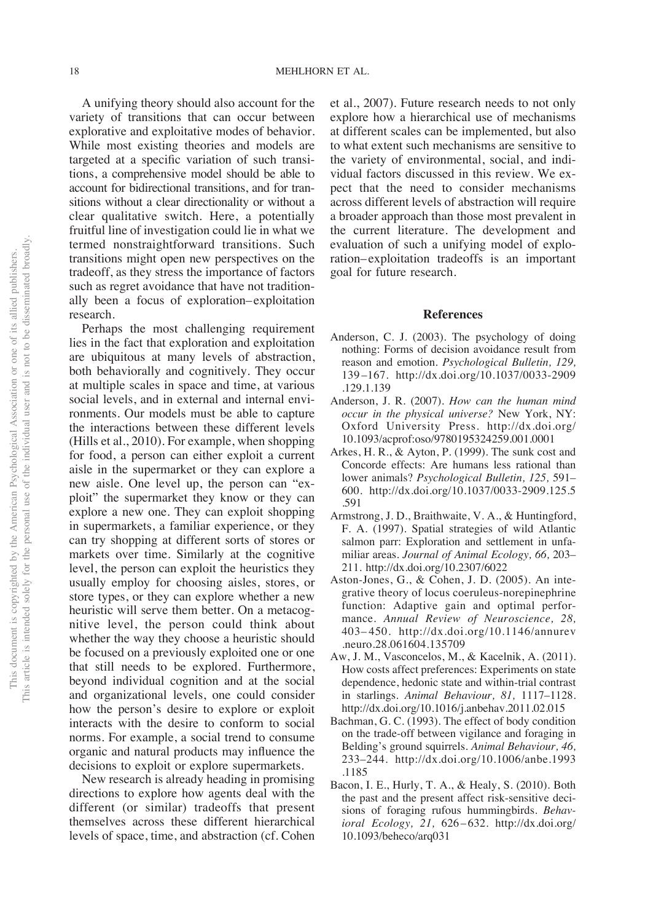A unifying theory should also account for the variety of transitions that can occur between explorative and exploitative modes of behavior. While most existing theories and models are targeted at a specific variation of such transitions, a comprehensive model should be able to account for bidirectional transitions, and for transitions without a clear directionality or without a clear qualitative switch. Here, a potentially fruitful line of investigation could lie in what we termed nonstraightforward transitions. Such transitions might open new perspectives on the tradeoff, as they stress the importance of factors such as regret avoidance that have not traditionally been a focus of exploration–exploitation research.

Perhaps the most challenging requirement lies in the fact that exploration and exploitation are ubiquitous at many levels of abstraction, both behaviorally and cognitively. They occur at multiple scales in space and time, at various social levels, and in external and internal environments. Our models must be able to capture the interactions between these different levels (Hills et al., 2010). For example, when shopping for food, a person can either exploit a current aisle in the supermarket or they can explore a new aisle. One level up, the person can "exploit" the supermarket they know or they can explore a new one. They can exploit shopping in supermarkets, a familiar experience, or they can try shopping at different sorts of stores or markets over time. Similarly at the cognitive level, the person can exploit the heuristics they usually employ for choosing aisles, stores, or store types, or they can explore whether a new heuristic will serve them better. On a metacognitive level, the person could think about whether the way they choose a heuristic should be focused on a previously exploited one or one that still needs to be explored. Furthermore, beyond individual cognition and at the social and organizational levels, one could consider how the person's desire to explore or exploit interacts with the desire to conform to social norms. For example, a social trend to consume organic and natural products may influence the decisions to exploit or explore supermarkets.

New research is already heading in promising directions to explore how agents deal with the different (or similar) tradeoffs that present themselves across these different hierarchical levels of space, time, and abstraction (cf. Cohen et al., 2007). Future research needs to not only explore how a hierarchical use of mechanisms at different scales can be implemented, but also to what extent such mechanisms are sensitive to the variety of environmental, social, and individual factors discussed in this review. We expect that the need to consider mechanisms across different levels of abstraction will require a broader approach than those most prevalent in the current literature. The development and evaluation of such a unifying model of exploration–exploitation tradeoffs is an important goal for future research.

## References

Anderson, C. J. (2003). The psychology of doing nothing: Forms of decision avoidance result from reason and emotion. *Psychological Bulletin, 129,* 139–167. http://dx.doi.org/10.1037/0033-2909.129.1.139

Anderson, J. R. (2007). *How can the human mind occur in the physical universe?* New York, NY: Oxford University Press. http://dx.doi.org/10.1093/acprof:oso/9780195324259.001.0001

Arkes, H. R., & Ayton, P. (1999). The sunk cost and Concorde effects: Are humans less rational than lower animals? *Psychological Bulletin, 125,* 591–600. http://dx.doi.org/10.1037/0033-2909.125.5.591

Armstrong, J. D., Braithwaite, V. A., & Huntingford, F. A. (1997). Spatial strategies of wild Atlantic salmon parr: Exploration and settlement in unfamiliar areas. *Journal of Animal Ecology, 66,* 203–211. http://dx.doi.org/10.2307/6022

Aston-Jones, G., & Cohen, J. D. (2005). An integrative theory of locus coeruleus-norepinephrine function: Adaptive gain and optimal performance. *Annual Review of Neuroscience, 28,* 403–450. http://dx.doi.org/10.1146/annurev.neuro.28.061604.135709

Aw, J. M., Vasconcelos, M., & Kacelnik, A. (2011). How costs affect preferences: Experiments on state dependence, hedonic state and within-trial contrast in starlings. *Animal Behaviour, 81,* 1117–1128. http://dx.doi.org/10.1016/j.anbehav.2011.02.015

Bachman, G. C. (1993). The effect of body condition on the trade-off between vigilance and foraging in Belding's ground squirrels. *Animal Behaviour, 46,* 233–244. http://dx.doi.org/10.1006/anbe.1993.1185

Bacon, I. E., Hurly, T. A., & Healy, S. (2010). Both the past and the present affect risk-sensitive decisions of foraging rufous hummingbirds. *Behavioral Ecology, 21,* 626–632. http://dx.doi.org/10.1093/beheco/arq031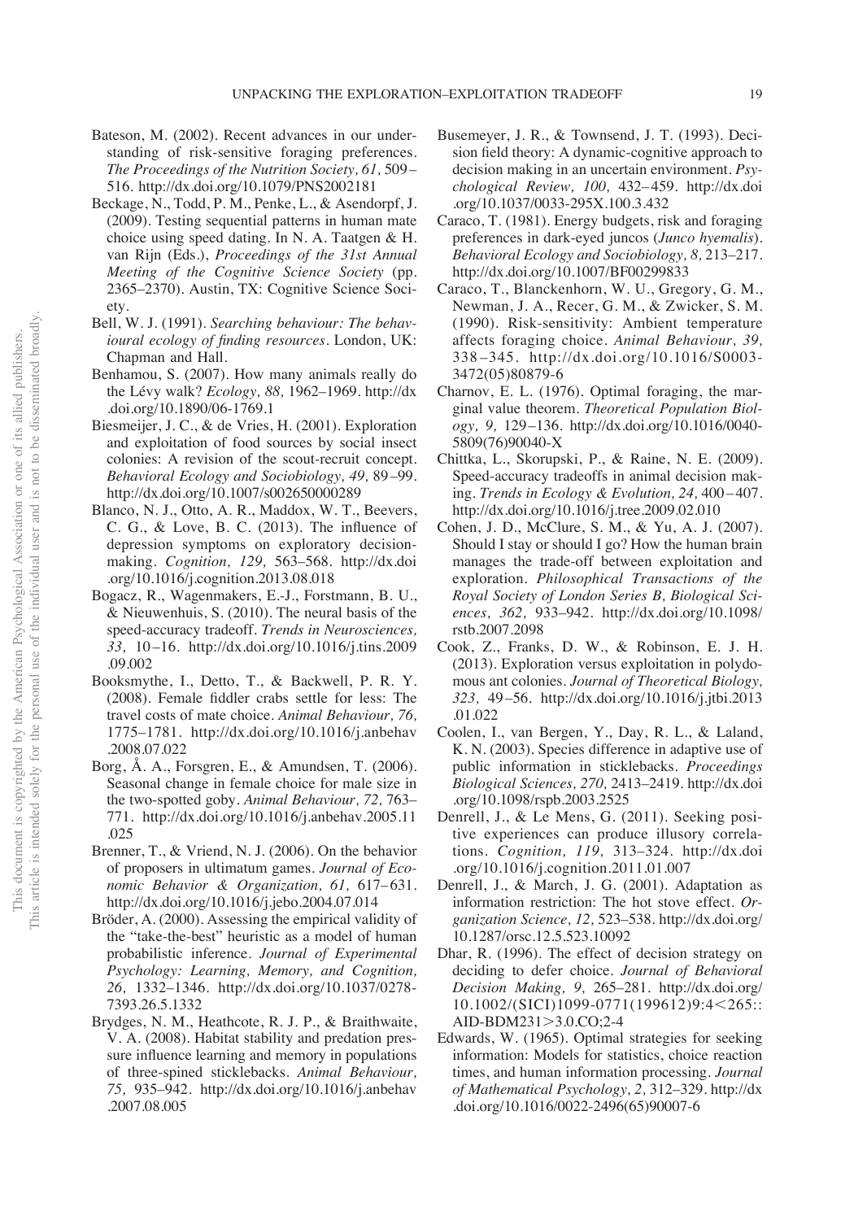Bateson, M. (2002). Recent advances in our understanding of risk-sensitive foraging preferences. *The Proceedings of the Nutrition Society, 61,* 509–516. http://dx.doi.org/10.1079/PNS2002181

Beckage, N., Todd, P. M., Penke, L., & Asendorpf, J. (2009). Testing sequential patterns in human mate choice using speed dating. In N. A. Taatgen & H. van Rijn (Eds.), *Proceedings of the 31st Annual Meeting of the Cognitive Science Society* (pp. 2365–2370). Austin, TX: Cognitive Science Society.

Bell, W. J. (1991). *Searching behaviour: The behavioural ecology of finding resources*. London, UK: Chapman and Hall.

Benhamou, S. (2007). How many animals really do the Lévy walk? *Ecology, 88,* 1962–1969. http://dx.doi.org/10.1890/06-1769.1

Biesmeijer, J. C., & de Vries, H. (2001). Exploration and exploitation of food sources by social insect colonies: A revision of the scout-recruit concept. *Behavioral Ecology and Sociobiology, 49,* 89–99. http://dx.doi.org/10.1007/s002650000289

Blanco, N. J., Otto, A. R., Maddox, W. T., Beevers, C. G., & Love, B. C. (2013). The influence of depression symptoms on exploratory decision-making. *Cognition, 129,* 563–568. http://dx.doi.org/10.1016/j.cognition.2013.08.018

Bogacz, R., Wagenmakers, E.-J., Forstmann, B. U., & Nieuwenhuis, S. (2010). The neural basis of the speed-accuracy tradeoff. *Trends in Neurosciences, 33,* 10–16. http://dx.doi.org/10.1016/j.tins.2009.09.002

Booksmythe, I., Detto, T., & Backwell, P. R. Y. (2008). Female fiddler crabs settle for less: The travel costs of mate choice. *Animal Behaviour, 76,* 1775–1781. http://dx.doi.org/10.1016/j.anbehav.2008.07.022

Borg, Å. A., Forsgren, E., & Amundsen, T. (2006). Seasonal change in female choice for male size in the two-spotted goby. *Animal Behaviour, 72,* 763–771. http://dx.doi.org/10.1016/j.anbehav.2005.11.025

Brenner, T., & Vriend, N. J. (2006). On the behavior of proposers in ultimatum games. *Journal of Economic Behavior & Organization, 61,* 617–631. http://dx.doi.org/10.1016/j.jebo.2004.07.014

Bröder, A. (2000). Assessing the empirical validity of the "take-the-best" heuristic as a model of human probabilistic inference. *Journal of Experimental Psychology: Learning, Memory, and Cognition, 26,* 1332–1346. http://dx.doi.org/10.1037/0278-7393.26.5.1332

Brydges, N. M., Heathcote, R. J. P., & Braithwaite, V. A. (2008). Habitat stability and predation pressure influence learning and memory in populations of three-spined sticklebacks. *Animal Behaviour, 75,* 935–942. http://dx.doi.org/10.1016/j.anbehav.2007.08.005

Busemeyer, J. R., & Townsend, J. T. (1993). Decision field theory: A dynamic-cognitive approach to decision making in an uncertain environment. *Psychological Review, 100,* 432–459. http://dx.doi.org/10.1037/0033-295X.100.3.432

Caraco, T. (1981). Energy budgets, risk and foraging preferences in dark-eyed juncos (*Junco hyemalis*). *Behavioral Ecology and Sociobiology, 8,* 213–217. http://dx.doi.org/10.1007/BF00299833

Caraco, T., Blanckenhorn, W. U., Gregory, G. M., Newman, J. A., Recer, G. M., & Zwicker, S. M. (1990). Risk-sensitivity: Ambient temperature affects foraging choice. *Animal Behaviour, 39,* 338–345. http://dx.doi.org/10.1016/S0003-3472(05)80879-6

Charnov, E. L. (1976). Optimal foraging, the marginal value theorem. *Theoretical Population Biology, 9,* 129–136. http://dx.doi.org/10.1016/0040-5809(76)90040-X

Chittka, L., Skorupski, P., & Raine, N. E. (2009). Speed-accuracy tradeoffs in animal decision making. *Trends in Ecology & Evolution, 24,* 400–407. http://dx.doi.org/10.1016/j.tree.2009.02.010

Cohen, J. D., McClure, S. M., & Yu, A. J. (2007). Should I stay or should I go? How the human brain manages the trade-off between exploitation and exploration. *Philosophical Transactions of the Royal Society of London Series B, Biological Sciences, 362,* 933–942. http://dx.doi.org/10.1098/rstb.2007.2098

Cook, Z., Franks, D. W., & Robinson, E. J. H. (2013). Exploration versus exploitation in polydomous ant colonies. *Journal of Theoretical Biology, 323,* 49–56. http://dx.doi.org/10.1016/j.jtbi.2013.01.022

Coolen, I., van Bergen, Y., Day, R. L., & Laland, K. N. (2003). Species difference in adaptive use of public information in sticklebacks. *Proceedings Biological Sciences, 270,* 2413–2419. http://dx.doi.org/10.1098/rspb.2003.2525

Denrell, J., & Le Mens, G. (2011). Seeking positive experiences can produce illusory correlations. *Cognition, 119,* 313–324. http://dx.doi.org/10.1016/j.cognition.2011.01.007

Denrell, J., & March, J. G. (2001). Adaptation as information restriction: The hot stove effect. *Organization Science, 12,* 523–538. http://dx.doi.org/10.1287/orsc.12.5.523.10092

Dhar, R. (1996). The effect of decision strategy on deciding to defer choice. *Journal of Behavioral Decision Making, 9,* 265–281. http://dx.doi.org/10.1002/(SICI)1099-0771(199612)9:4<265::AID-BDM231>3.0.CO;2-4

Edwards, W. (1965). Optimal strategies for seeking information: Models for statistics, choice reaction times, and human information processing. *Journal of Mathematical Psychology, 2,* 312–329. http://dx.doi.org/10.1016/0022-2496(65)90007-6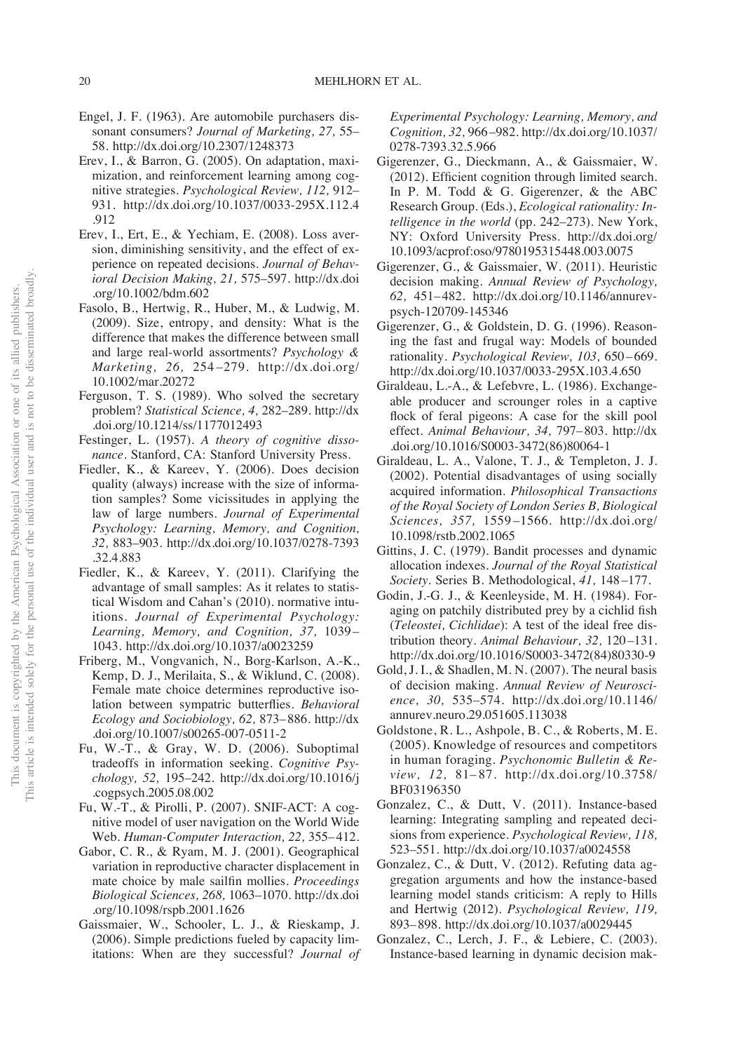Engel, J. F. (1963). Are automobile purchasers dissonant consumers? *Journal of Marketing, 27,* 55–58. http://dx.doi.org/10.2307/1248373

Erev, I., & Barron, G. (2005). On adaptation, maximization, and reinforcement learning among cognitive strategies. *Psychological Review, 112,* 912–931. http://dx.doi.org/10.1037/0033-295X.112.4.912

Erev, I., Ert, E., & Yechiam, E. (2008). Loss aversion, diminishing sensitivity, and the effect of experience on repeated decisions. *Journal of Behavioral Decision Making, 21,* 575–597. http://dx.doi.org/10.1002/bdm.602

Fasolo, B., Hertwig, R., Huber, M., & Ludwig, M. (2009). Size, entropy, and density: What is the difference that makes the difference between small and large real-world assortments? *Psychology & Marketing, 26,* 254–279. http://dx.doi.org/10.1002/mar.20272

Ferguson, T. S. (1989). Who solved the secretary problem? *Statistical Science, 4,* 282–289. http://dx.doi.org/10.1214/ss/1177012493

Festinger, L. (1957). *A theory of cognitive dissonance*. Stanford, CA: Stanford University Press.

Fiedler, K., & Kareev, Y. (2006). Does decision quality (always) increase with the size of information samples? Some vicissitudes in applying the law of large numbers. *Journal of Experimental Psychology: Learning, Memory, and Cognition, 32,* 883–903. http://dx.doi.org/10.1037/0278-7393.32.4.883

Fiedler, K., & Kareev, Y. (2011). Clarifying the advantage of small samples: As it relates to statistical Wisdom and Cahan's (2010). normative intuitions. *Journal of Experimental Psychology: Learning, Memory, and Cognition, 37,* 1039–1043. http://dx.doi.org/10.1037/a0023259

Friberg, M., Vongvanich, N., Borg-Karlson, A.-K., Kemp, D. J., Merilaita, S., & Wiklund, C. (2008). Female mate choice determines reproductive isolation between sympatric butterflies. *Behavioral Ecology and Sociobiology, 62,* 873–886. http://dx.doi.org/10.1007/s00265-007-0511-2

Fu, W.-T., & Gray, W. D. (2006). Suboptimal tradeoffs in information seeking. *Cognitive Psychology, 52,* 195–242. http://dx.doi.org/10.1016/j.cogpsych.2005.08.002

Fu, W.-T., & Pirolli, P. (2007). SNIF-ACT: A cognitive model of user navigation on the World Wide Web. *Human-Computer Interaction, 22,* 355–412.

Gabor, C. R., & Ryam, M. J. (2001). Geographical variation in reproductive character displacement in mate choice by male sailfin mollies. *Proceedings Biological Sciences, 268,* 1063–1070. http://dx.doi.org/10.1098/rspb.2001.1626

Gaissmaier, W., Schooler, L. J., & Rieskamp, J. (2006). Simple predictions fueled by capacity limitations: When are they successful? *Journal of Experimental Psychology: Learning, Memory, and Cognition, 32,* 966–982. http://dx.doi.org/10.1037/0278-7393.32.5.966

Gigerenzer, G., Dieckmann, A., & Gaissmaier, W. (2012). Efficient cognition through limited search. In P. M. Todd & G. Gigerenzer, & the ABC Research Group. (Eds.), *Ecological rationality: Intelligence in the world* (pp. 242–273). New York, NY: Oxford University Press. http://dx.doi.org/10.1093/acprof:oso/9780195315448.003.0075

Gigerenzer, G., & Gaissmaier, W. (2011). Heuristic decision making. *Annual Review of Psychology, 62,* 451–482. http://dx.doi.org/10.1146/annurev-psych-120709-145346

Gigerenzer, G., & Goldstein, D. G. (1996). Reasoning the fast and frugal way: Models of bounded rationality. *Psychological Review, 103,* 650–669. http://dx.doi.org/10.1037/0033-295X.103.4.650

Giraldeau, L.-A., & Lefebvre, L. (1986). Exchangeable producer and scrounger roles in a captive flock of feral pigeons: A case for the skill pool effect. *Animal Behaviour, 34,* 797–803. http://dx.doi.org/10.1016/S0003-3472(86)80064-1

Giraldeau, L. A., Valone, T. J., & Templeton, J. J. (2002). Potential disadvantages of using socially acquired information. *Philosophical Transactions of the Royal Society of London Series B, Biological Sciences, 357,* 1559–1566. http://dx.doi.org/10.1098/rstb.2002.1065

Gittins, J. C. (1979). Bandit processes and dynamic allocation indexes. *Journal of the Royal Statistical Society*. Series B. Methodological, *41,* 148–177.

Godin, J.-G. J., & Keenleyside, M. H. (1984). Foraging on patchily distributed prey by a cichlid fish (*Teleostei, Cichlidae*): A test of the ideal free distribution theory. *Animal Behaviour, 32,* 120–131. http://dx.doi.org/10.1016/S0003-3472(84)80330-9

Gold, J. I., & Shadlen, M. N. (2007). The neural basis of decision making. *Annual Review of Neuroscience, 30,* 535–574. http://dx.doi.org/10.1146/annurev.neuro.29.051605.113038

Goldstone, R. L., Ashpole, B. C., & Roberts, M. E. (2005). Knowledge of resources and competitors in human foraging. *Psychonomic Bulletin & Review, 12,* 81–87. http://dx.doi.org/10.3758/BF03196350

Gonzalez, C., & Dutt, V. (2011). Instance-based learning: Integrating sampling and repeated decisions from experience. *Psychological Review, 118,* 523–551. http://dx.doi.org/10.1037/a0024558

Gonzalez, C., & Dutt, V. (2012). Refuting data aggregation arguments and how the instance-based learning model stands criticism: A reply to Hills and Hertwig (2012). *Psychological Review, 119,* 893–898. http://dx.doi.org/10.1037/a0029445

Gonzalez, C., Lerch, J. F., & Lebiere, C. (2003). Instance-based learning in dynamic decision mak-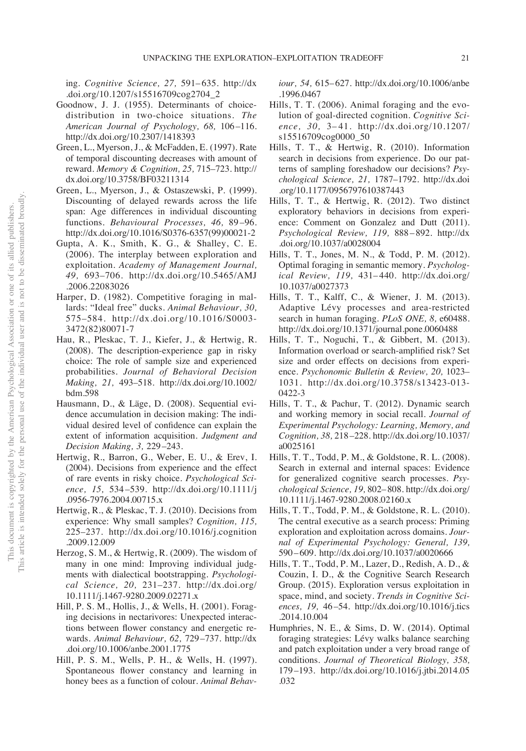ing. *Cognitive Science, 27,* 591–635. http://dx.doi.org/10.1207/s15516709cog2704_2

Goodnow, J. J. (1955). Determinants of choice-distribution in two-choice situations. *The American Journal of Psychology, 68,* 106–116. http://dx.doi.org/10.2307/1418393

Green, L., Myerson, J., & McFadden, E. (1997). Rate of temporal discounting decreases with amount of reward. *Memory & Cognition, 25,* 715–723. http://dx.doi.org/10.3758/BF03211314

Green, L., Myerson, J., & Ostaszewski, P. (1999). Discounting of delayed rewards across the life span: Age differences in individual discounting functions. *Behavioural Processes, 46,* 89–96. http://dx.doi.org/10.1016/S0376-6357(99)00021-2

Gupta, A. K., Smith, K. G., & Shalley, C. E. (2006). The interplay between exploration and exploitation. *Academy of Management Journal, 49,* 693–706. http://dx.doi.org/10.5465/AMJ.2006.22083026

Harper, D. (1982). Competitive foraging in mallards: "Ideal free" ducks. *Animal Behaviour, 30,* 575–584. http://dx.doi.org/10.1016/S0003-3472(82)80071-7

Hau, R., Pleskac, T. J., Kiefer, J., & Hertwig, R. (2008). The description-experience gap in risky choice: The role of sample size and experienced probabilities. *Journal of Behavioral Decision Making, 21,* 493–518. http://dx.doi.org/10.1002/bdm.598

Hausmann, D., & Läge, D. (2008). Sequential evidence accumulation in decision making: The individual desired level of confidence can explain the extent of information acquisition. *Judgment and Decision Making, 3,* 229–243.

Hertwig, R., Barron, G., Weber, E. U., & Erev, I. (2004). Decisions from experience and the effect of rare events in risky choice. *Psychological Science, 15,* 534–539. http://dx.doi.org/10.1111/j.0956-7976.2004.00715.x

Hertwig, R., & Pleskac, T. J. (2010). Decisions from experience: Why small samples? *Cognition, 115,* 225–237. http://dx.doi.org/10.1016/j.cognition.2009.12.009

Herzog, S. M., & Hertwig, R. (2009). The wisdom of many in one mind: Improving individual judgments with dialectical bootstrapping. *Psychological Science, 20,* 231–237. http://dx.doi.org/10.1111/j.1467-9280.2009.02271.x

Hill, P. S. M., Hollis, J., & Wells, H. (2001). Foraging decisions in nectarivores: Unexpected interactions between flower constancy and energetic rewards. *Animal Behaviour, 62,* 729–737. http://dx.doi.org/10.1006/anbe.2001.1775

Hill, P. S. M., Wells, P. H., & Wells, H. (1997). Spontaneous flower constancy and learning in honey bees as a function of colour. *Animal Behaviour, 54,* 615–627. http://dx.doi.org/10.1006/anbe.1996.0467

Hills, T. T. (2006). Animal foraging and the evolution of goal-directed cognition. *Cognitive Science, 30,* 3–41. http://dx.doi.org/10.1207/s15516709cog0000_50

Hills, T. T., & Hertwig, R. (2010). Information search in decisions from experience. Do our patterns of sampling foreshadow our decisions? *Psychological Science, 21,* 1787–1792. http://dx.doi.org/10.1177/0956797610387443

Hills, T. T., & Hertwig, R. (2012). Two distinct exploratory behaviors in decisions from experience: Comment on Gonzalez and Dutt (2011). *Psychological Review, 119,* 888–892. http://dx.doi.org/10.1037/a0028004

Hills, T. T., Jones, M. N., & Todd, P. M. (2012). Optimal foraging in semantic memory. *Psychological Review, 119,* 431–440. http://dx.doi.org/10.1037/a0027373

Hills, T. T., Kalff, C., & Wiener, J. M. (2013). Adaptive Lévy processes and area-restricted search in human foraging. *PLoS ONE, 8,* e60488. http://dx.doi.org/10.1371/journal.pone.0060488

Hills, T. T., Noguchi, T., & Gibbert, M. (2013). Information overload or search-amplified risk? Set size and order effects on decisions from experience. *Psychonomic Bulletin & Review, 20,* 1023–1031. http://dx.doi.org/10.3758/s13423-013-0422-3

Hills, T. T., & Pachur, T. (2012). Dynamic search and working memory in social recall. *Journal of Experimental Psychology: Learning, Memory, and Cognition, 38,* 218–228. http://dx.doi.org/10.1037/a0025161

Hills, T. T., Todd, P. M., & Goldstone, R. L. (2008). Search in external and internal spaces: Evidence for generalized cognitive search processes. *Psychological Science, 19,* 802–808. http://dx.doi.org/10.1111/j.1467-9280.2008.02160.x

Hills, T. T., Todd, P. M., & Goldstone, R. L. (2010). The central executive as a search process: Priming exploration and exploitation across domains. *Journal of Experimental Psychology: General, 139,* 590–609. http://dx.doi.org/10.1037/a0020666

Hills, T. T., Todd, P. M., Lazer, D., Redish, A. D., & Couzin, I. D., & the Cognitive Search Research Group. (2015). Exploration versus exploitation in space, mind, and society. *Trends in Cognitive Sciences, 19,* 46–54. http://dx.doi.org/10.1016/j.tics.2014.10.004

Humphries, N. E., & Sims, D. W. (2014). Optimal foraging strategies: Lévy walks balance searching and patch exploitation under a very broad range of conditions. *Journal of Theoretical Biology, 358,* 179–193. http://dx.doi.org/10.1016/j.jtbi.2014.05.032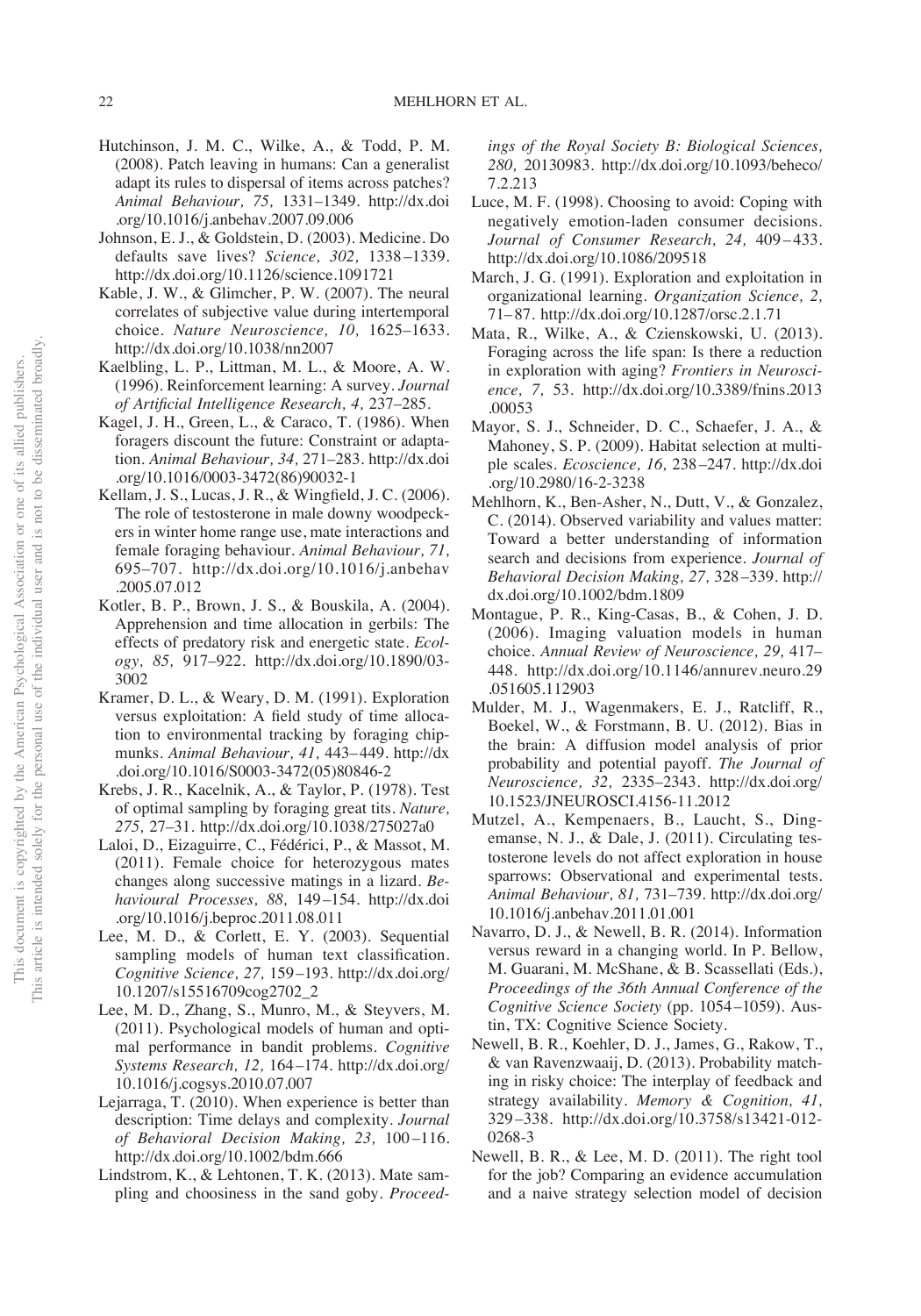Hutchinson, J. M. C., Wilke, A., & Todd, P. M. (2008). Patch leaving in humans: Can a generalist adapt its rules to dispersal of items across patches? *Animal Behaviour, 75,* 1331–1349. http://dx.doi.org/10.1016/j.anbehav.2007.09.006

Johnson, E. J., & Goldstein, D. (2003). Medicine. Do defaults save lives? *Science, 302,* 1338–1339. http://dx.doi.org/10.1126/science.1091721

Kable, J. W., & Glimcher, P. W. (2007). The neural correlates of subjective value during intertemporal choice. *Nature Neuroscience, 10,* 1625–1633. http://dx.doi.org/10.1038/nn2007

Kaelbling, L. P., Littman, M. L., & Moore, A. W. (1996). Reinforcement learning: A survey. *Journal of Artificial Intelligence Research, 4,* 237–285.

Kagel, J. H., Green, L., & Caraco, T. (1986). When foragers discount the future: Constraint or adaptation. *Animal Behaviour, 34,* 271–283. http://dx.doi.org/10.1016/0003-3472(86)90032-1

Kellam, J. S., Lucas, J. R., & Wingfield, J. C. (2006). The role of testosterone in male downy woodpeckers in winter home range use, mate interactions and female foraging behaviour. *Animal Behaviour, 71,* 695–707. http://dx.doi.org/10.1016/j.anbehav.2005.07.012

Kotler, B. P., Brown, J. S., & Bouskila, A. (2004). Apprehension and time allocation in gerbils: The effects of predatory risk and energetic state. *Ecology, 85,* 917–922. http://dx.doi.org/10.1890/03-3002

Kramer, D. L., & Weary, D. M. (1991). Exploration versus exploitation: A field study of time allocation to environmental tracking by foraging chipmunks. *Animal Behaviour, 41,* 443–449. http://dx.doi.org/10.1016/S0003-3472(05)80846-2

Krebs, J. R., Kacelnik, A., & Taylor, P. (1978). Test of optimal sampling by foraging great tits. *Nature, 275,* 27–31. http://dx.doi.org/10.1038/275027a0

Laloi, D., Eizaguirre, C., Fédérici, P., & Massot, M. (2011). Female choice for heterozygous mates changes along successive matings in a lizard. *Behavioural Processes, 88,* 149–154. http://dx.doi.org/10.1016/j.beproc.2011.08.011

Lee, M. D., & Corlett, E. Y. (2003). Sequential sampling models of human text classification. *Cognitive Science, 27,* 159–193. http://dx.doi.org/10.1207/s15516709cog2702_2

Lee, M. D., Zhang, S., Munro, M., & Steyvers, M. (2011). Psychological models of human and optimal performance in bandit problems. *Cognitive Systems Research, 12,* 164–174. http://dx.doi.org/10.1016/j.cogsys.2010.07.007

Lejarraga, T. (2010). When experience is better than description: Time delays and complexity. *Journal of Behavioral Decision Making, 23,* 100–116. http://dx.doi.org/10.1002/bdm.666

Lindstrom, K., & Lehtonen, T. K. (2013). Mate sampling and choosiness in the sand goby. *Proceedings of the Royal Society B: Biological Sciences, 280,* 20130983. http://dx.doi.org/10.1093/beheco/7.2.213

Luce, M. F. (1998). Choosing to avoid: Coping with negatively emotion-laden consumer decisions. *Journal of Consumer Research, 24,* 409–433. http://dx.doi.org/10.1086/209518

March, J. G. (1991). Exploration and exploitation in organizational learning. *Organization Science, 2,* 71–87. http://dx.doi.org/10.1287/orsc.2.1.71

Mata, R., Wilke, A., & Czienskowski, U. (2013). Foraging across the life span: Is there a reduction in exploration with aging? *Frontiers in Neuroscience, 7,* 53. http://dx.doi.org/10.3389/fnins.2013.00053

Mayor, S. J., Schneider, D. C., Schaefer, J. A., & Mahoney, S. P. (2009). Habitat selection at multiple scales. *Ecoscience, 16,* 238–247. http://dx.doi.org/10.2980/16-2-3238

Mehlhorn, K., Ben-Asher, N., Dutt, V., & Gonzalez, C. (2014). Observed variability and values matter: Toward a better understanding of information search and decisions from experience. *Journal of Behavioral Decision Making, 27,* 328–339. http://dx.doi.org/10.1002/bdm.1809

Montague, P. R., King-Casas, B., & Cohen, J. D. (2006). Imaging valuation models in human choice. *Annual Review of Neuroscience, 29,* 417–448. http://dx.doi.org/10.1146/annurev.neuro.29.051605.112903

Mulder, M. J., Wagenmakers, E. J., Ratcliff, R., Boekel, W., & Forstmann, B. U. (2012). Bias in the brain: A diffusion model analysis of prior probability and potential payoff. *The Journal of Neuroscience, 32,* 2335–2343. http://dx.doi.org/10.1523/JNEUROSCI.4156-11.2012

Mutzel, A., Kempenaers, B., Laucht, S., Dingemanse, N. J., & Dale, J. (2011). Circulating testosterone levels do not affect exploration in house sparrows: Observational and experimental tests. *Animal Behaviour, 81,* 731–739. http://dx.doi.org/10.1016/j.anbehav.2011.01.001

Navarro, D. J., & Newell, B. R. (2014). Information versus reward in a changing world. In P. Bellow, M. Guarani, M. McShane, & B. Scassellati (Eds.), *Proceedings of the 36th Annual Conference of the Cognitive Science Society* (pp. 1054–1059). Austin, TX: Cognitive Science Society.

Newell, B. R., Koehler, D. J., James, G., Rakow, T., & van Ravenzwaaij, D. (2013). Probability matching in risky choice: The interplay of feedback and strategy availability. *Memory & Cognition, 41,* 329–338. http://dx.doi.org/10.3758/s13421-012-0268-3

Newell, B. R., & Lee, M. D. (2011). The right tool for the job? Comparing an evidence accumulation and a naive strategy selection model of decision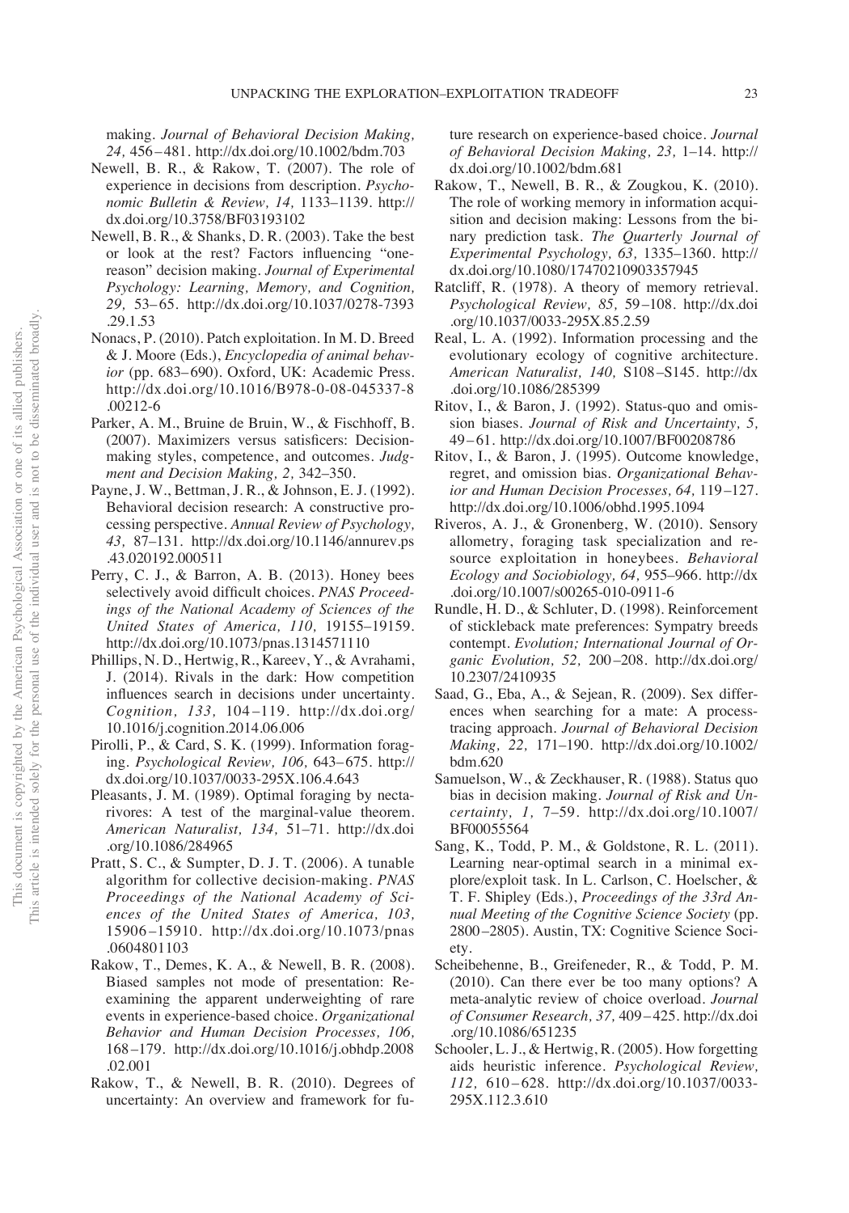making. *Journal of Behavioral Decision Making, 24,* 456–481. http://dx.doi.org/10.1002/bdm.703

Newell, B. R., & Rakow, T. (2007). The role of experience in decisions from description. *Psychonomic Bulletin & Review, 14,* 1133–1139. http://dx.doi.org/10.3758/BF03193102

Newell, B. R., & Shanks, D. R. (2003). Take the best or look at the rest? Factors influencing "one-reason" decision making. *Journal of Experimental Psychology: Learning, Memory, and Cognition, 29,* 53–65. http://dx.doi.org/10.1037/0278-7393.29.1.53

Nonacs, P. (2010). Patch exploitation. In M. D. Breed & J. Moore (Eds.), *Encyclopedia of animal behavior* (pp. 683–690). Oxford, UK: Academic Press. http://dx.doi.org/10.1016/B978-0-08-045337-8.00212-6

Parker, A. M., Bruine de Bruin, W., & Fischhoff, B. (2007). Maximizers versus satisficers: Decision-making styles, competence, and outcomes. *Judgment and Decision Making, 2,* 342–350.

Payne, J. W., Bettman, J. R., & Johnson, E. J. (1992). Behavioral decision research: A constructive processing perspective. *Annual Review of Psychology, 43,* 87–131. http://dx.doi.org/10.1146/annurev.ps.43.020192.000511

Perry, C. J., & Barron, A. B. (2013). Honey bees selectively avoid difficult choices. *PNAS Proceedings of the National Academy of Sciences of the United States of America, 110,* 19155–19159. http://dx.doi.org/10.1073/pnas.1314571110

Phillips, N. D., Hertwig, R., Kareev, Y., & Avrahami, J. (2014). Rivals in the dark: How competition influences search in decisions under uncertainty. *Cognition, 133,* 104–119. http://dx.doi.org/10.1016/j.cognition.2014.06.006

Pirolli, P., & Card, S. K. (1999). Information foraging. *Psychological Review, 106,* 643–675. http://dx.doi.org/10.1037/0033-295X.106.4.643

Pleasants, J. M. (1989). Optimal foraging by nectarivores: A test of the marginal-value theorem. *American Naturalist, 134,* 51–71. http://dx.doi.org/10.1086/284965

Pratt, S. C., & Sumpter, D. J. T. (2006). A tunable algorithm for collective decision-making. *PNAS Proceedings of the National Academy of Sciences of the United States of America, 103,* 15906–15910. http://dx.doi.org/10.1073/pnas.0604801103

Rakow, T., Demes, K. A., & Newell, B. R. (2008). Biased samples not mode of presentation: Re-examining the apparent underweighting of rare events in experience-based choice. *Organizational Behavior and Human Decision Processes, 106,* 168–179. http://dx.doi.org/10.1016/j.obhdp.2008.02.001

Rakow, T., & Newell, B. R. (2010). Degrees of uncertainty: An overview and framework for future research on experience-based choice. *Journal of Behavioral Decision Making, 23,* 1–14. http://dx.doi.org/10.1002/bdm.681

Rakow, T., Newell, B. R., & Zougkou, K. (2010). The role of working memory in information acquisition and decision making: Lessons from the binary prediction task. *The Quarterly Journal of Experimental Psychology, 63,* 1335–1360. http://dx.doi.org/10.1080/17470210903357945

Ratcliff, R. (1978). A theory of memory retrieval. *Psychological Review, 85,* 59–108. http://dx.doi.org/10.1037/0033-295X.85.2.59

Real, L. A. (1992). Information processing and the evolutionary ecology of cognitive architecture. *American Naturalist, 140,* S108–S145. http://dx.doi.org/10.1086/285399

Ritov, I., & Baron, J. (1992). Status-quo and omission biases. *Journal of Risk and Uncertainty, 5,* 49–61. http://dx.doi.org/10.1007/BF00208786

Ritov, I., & Baron, J. (1995). Outcome knowledge, regret, and omission bias. *Organizational Behavior and Human Decision Processes, 64,* 119–127. http://dx.doi.org/10.1006/obhd.1995.1094

Riveros, A. J., & Gronenberg, W. (2010). Sensory allometry, foraging task specialization and resource exploitation in honeybees. *Behavioral Ecology and Sociobiology, 64,* 955–966. http://dx.doi.org/10.1007/s00265-010-0911-6

Rundle, H. D., & Schluter, D. (1998). Reinforcement of stickleback mate preferences: Sympatry breeds contempt. *Evolution; International Journal of Organic Evolution, 52,* 200–208. http://dx.doi.org/10.2307/2410935

Saad, G., Eba, A., & Sejean, R. (2009). Sex differences when searching for a mate: A process-tracing approach. *Journal of Behavioral Decision Making, 22,* 171–190. http://dx.doi.org/10.1002/bdm.620

Samuelson, W., & Zeckhauser, R. (1988). Status quo bias in decision making. *Journal of Risk and Uncertainty, 1,* 7–59. http://dx.doi.org/10.1007/BF00055564

Sang, K., Todd, P. M., & Goldstone, R. L. (2011). Learning near-optimal search in a minimal explore/exploit task. In L. Carlson, C. Hoelscher, & T. F. Shipley (Eds.), *Proceedings of the 33rd Annual Meeting of the Cognitive Science Society* (pp. 2800–2805). Austin, TX: Cognitive Science Society.

Scheibehenne, B., Greifeneder, R., & Todd, P. M. (2010). Can there ever be too many options? A meta-analytic review of choice overload. *Journal of Consumer Research, 37,* 409–425. http://dx.doi.org/10.1086/651235

Schooler, L. J., & Hertwig, R. (2005). How forgetting aids heuristic inference. *Psychological Review, 112,* 610–628. http://dx.doi.org/10.1037/0033-295X.112.3.610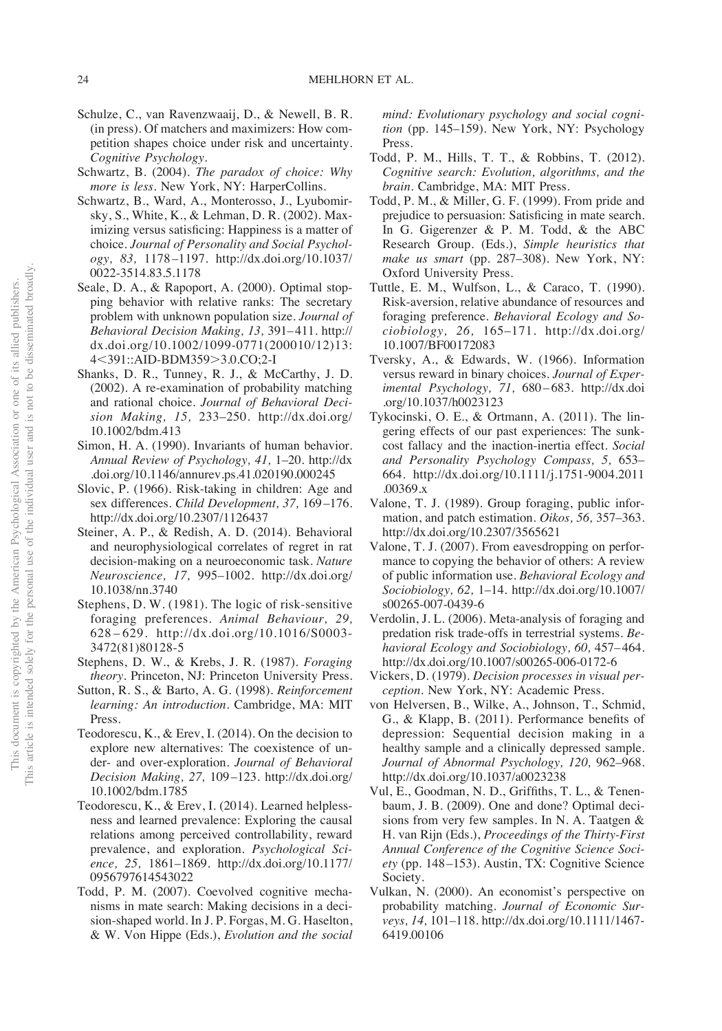Schulze, C., van Ravenzwaaij, D., & Newell, B. R. (in press). Of matchers and maximizers: How competition shapes choice under risk and uncertainty. *Cognitive Psychology*.

Schwartz, B. (2004). *The paradox of choice: Why more is less*. New York, NY: HarperCollins.

Schwartz, B., Ward, A., Monterosso, J., Lyubomirsky, S., White, K., & Lehman, D. R. (2002). Maximizing versus satisficing: Happiness is a matter of choice. *Journal of Personality and Social Psychology, 83,* 1178–1197. http://dx.doi.org/10.1037/0022-3514.83.5.1178

Seale, D. A., & Rapoport, A. (2000). Optimal stopping behavior with relative ranks: The secretary problem with unknown population size. *Journal of Behavioral Decision Making, 13,* 391–411. http://dx.doi.org/10.1002/1099-0771(200010/12)13:4<391::AID-BDM359>3.0.CO;2-I

Shanks, D. R., Tunney, R. J., & McCarthy, J. D. (2002). A re-examination of probability matching and rational choice. *Journal of Behavioral Decision Making, 15,* 233–250. http://dx.doi.org/10.1002/bdm.413

Simon, H. A. (1990). Invariants of human behavior. *Annual Review of Psychology, 41,* 1–20. http://dx.doi.org/10.1146/annurev.ps.41.020190.000245

Slovic, P. (1966). Risk-taking in children: Age and sex differences. *Child Development, 37,* 169–176. http://dx.doi.org/10.2307/1126437

Steiner, A. P., & Redish, A. D. (2014). Behavioral and neurophysiological correlates of regret in rat decision-making on a neuroeconomic task. *Nature Neuroscience, 17,* 995–1002. http://dx.doi.org/10.1038/nn.3740

Stephens, D. W. (1981). The logic of risk-sensitive foraging preferences. *Animal Behaviour, 29,* 628–629. http://dx.doi.org/10.1016/S0003-3472(81)80128-5

Stephens, D. W., & Krebs, J. R. (1987). *Foraging theory*. Princeton, NJ: Princeton University Press.

Sutton, R. S., & Barto, A. G. (1998). *Reinforcement learning: An introduction*. Cambridge, MA: MIT Press.

Teodorescu, K., & Erev, I. (2014). On the decision to explore new alternatives: The coexistence of under- and over-exploration. *Journal of Behavioral Decision Making, 27,* 109–123. http://dx.doi.org/10.1002/bdm.1785

Teodorescu, K., & Erev, I. (2014). Learned helplessness and learned prevalence: Exploring the causal relations among perceived controllability, reward prevalence, and exploration. *Psychological Science, 25,* 1861–1869. http://dx.doi.org/10.1177/0956797614543022

Todd, P. M. (2007). Coevolved cognitive mechanisms in mate search: Making decisions in a decision-shaped world. In J. P. Forgas, M. G. Haselton, & W. Von Hippe (Eds.), *Evolution and the social mind: Evolutionary psychology and social cognition* (pp. 145–159). New York, NY: Psychology Press.

Todd, P. M., Hills, T. T., & Robbins, T. (2012). *Cognitive search: Evolution, algorithms, and the brain*. Cambridge, MA: MIT Press.

Todd, P. M., & Miller, G. F. (1999). From pride and prejudice to persuasion: Satisficing in mate search. In G. Gigerenzer & P. M. Todd, & the ABC Research Group. (Eds.), *Simple heuristics that make us smart* (pp. 287–308). New York, NY: Oxford University Press.

Tuttle, E. M., Wulfson, L., & Caraco, T. (1990). Risk-aversion, relative abundance of resources and foraging preference. *Behavioral Ecology and Sociobiology, 26,* 165–171. http://dx.doi.org/10.1007/BF00172083

Tversky, A., & Edwards, W. (1966). Information versus reward in binary choices. *Journal of Experimental Psychology, 71,* 680–683. http://dx.doi.org/10.1037/h0023123

Tykocinski, O. E., & Ortmann, A. (2011). The lingering effects of our past experiences: The sunk-cost fallacy and the inaction-inertia effect. *Social and Personality Psychology Compass, 5,* 653–664. http://dx.doi.org/10.1111/j.1751-9004.2011.00369.x

Valone, T. J. (1989). Group foraging, public information, and patch estimation. *Oikos, 56,* 357–363. http://dx.doi.org/10.2307/3565621

Valone, T. J. (2007). From eavesdropping on performance to copying the behavior of others: A review of public information use. *Behavioral Ecology and Sociobiology, 62,* 1–14. http://dx.doi.org/10.1007/s00265-007-0439-6

Verdolin, J. L. (2006). Meta-analysis of foraging and predation risk trade-offs in terrestrial systems. *Behavioral Ecology and Sociobiology, 60,* 457–464. http://dx.doi.org/10.1007/s00265-006-0172-6

Vickers, D. (1979). *Decision processes in visual perception*. New York, NY: Academic Press.

von Helversen, B., Wilke, A., Johnson, T., Schmid, G., & Klapp, B. (2011). Performance benefits of depression: Sequential decision making in a healthy sample and a clinically depressed sample. *Journal of Abnormal Psychology, 120,* 962–968. http://dx.doi.org/10.1037/a0023238

Vul, E., Goodman, N. D., Griffiths, T. L., & Tenenbaum, J. B. (2009). One and done? Optimal decisions from very few samples. In N. A. Taatgen & H. van Rijn (Eds.), *Proceedings of the Thirty-First Annual Conference of the Cognitive Science Society* (pp. 148–153). Austin, TX: Cognitive Science Society.

Vulkan, N. (2000). An economist's perspective on probability matching. *Journal of Economic Surveys, 14,* 101–118. http://dx.doi.org/10.1111/1467-6419.00106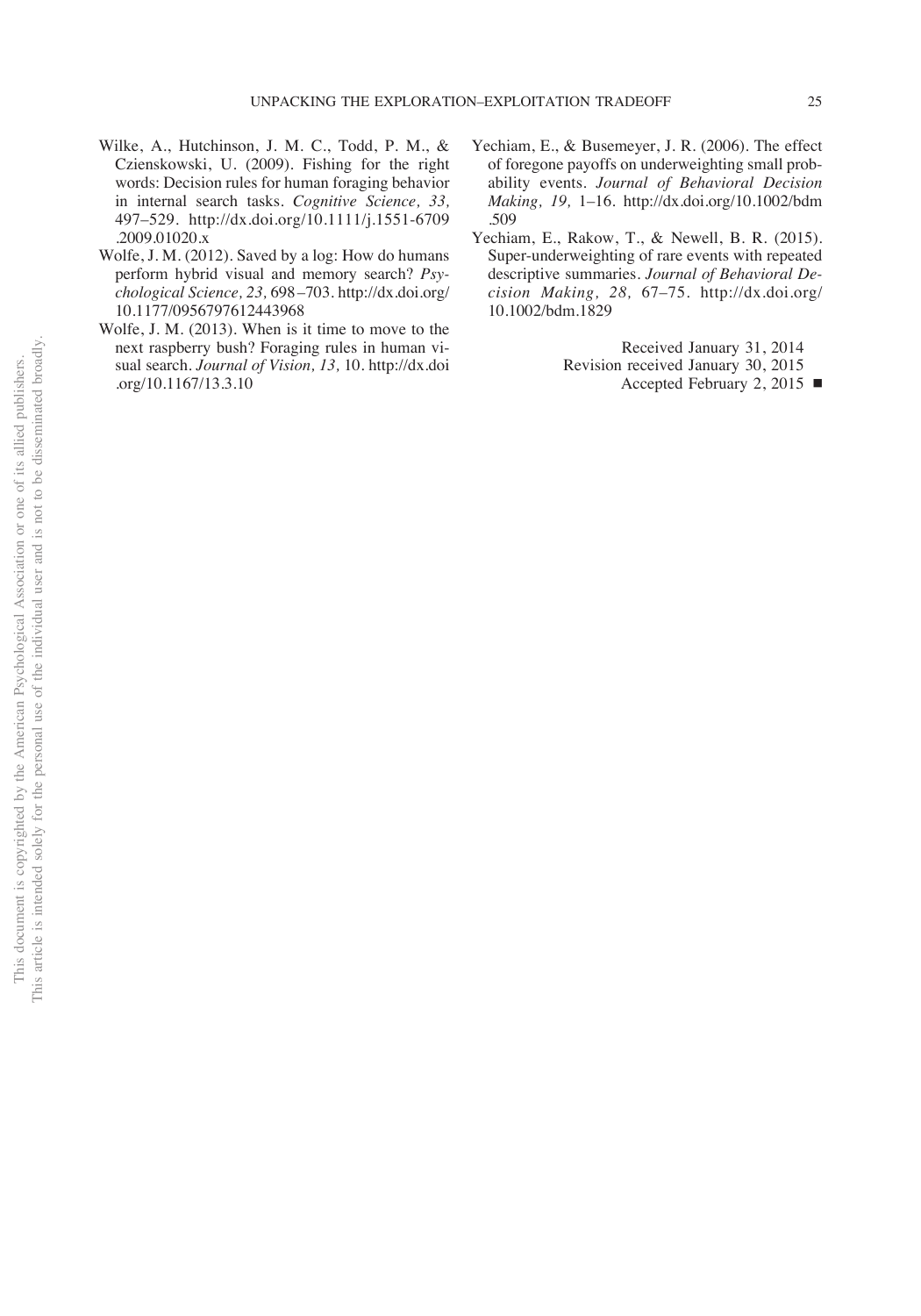Wilke, A., Hutchinson, J. M. C., Todd, P. M., & Czienskowski, U. (2009). Fishing for the right words: Decision rules for human foraging behavior in internal search tasks. *Cognitive Science, 33,* 497–529. http://dx.doi.org/10.1111/j.1551-6709.2009.01020.x

Wolfe, J. M. (2012). Saved by a log: How do humans perform hybrid visual and memory search? *Psychological Science, 23,* 698–703. http://dx.doi.org/10.1177/0956797612443968

Wolfe, J. M. (2013). When is it time to move to the next raspberry bush? Foraging rules in human visual search. *Journal of Vision, 13,* 10. http://dx.doi.org/10.1167/13.3.10

Yechiam, E., & Busemeyer, J. R. (2006). The effect of foregone payoffs on underweighting small probability events. *Journal of Behavioral Decision Making, 19,* 1–16. http://dx.doi.org/10.1002/bdm.509

Yechiam, E., Rakow, T., & Newell, B. R. (2015). Super-underweighting of rare events with repeated descriptive summaries. *Journal of Behavioral Decision Making, 28,* 67–75. http://dx.doi.org/10.1002/bdm.1829

Received January 31, 2014
Revision received January 30, 2015
Accepted February 2, 2015 ■